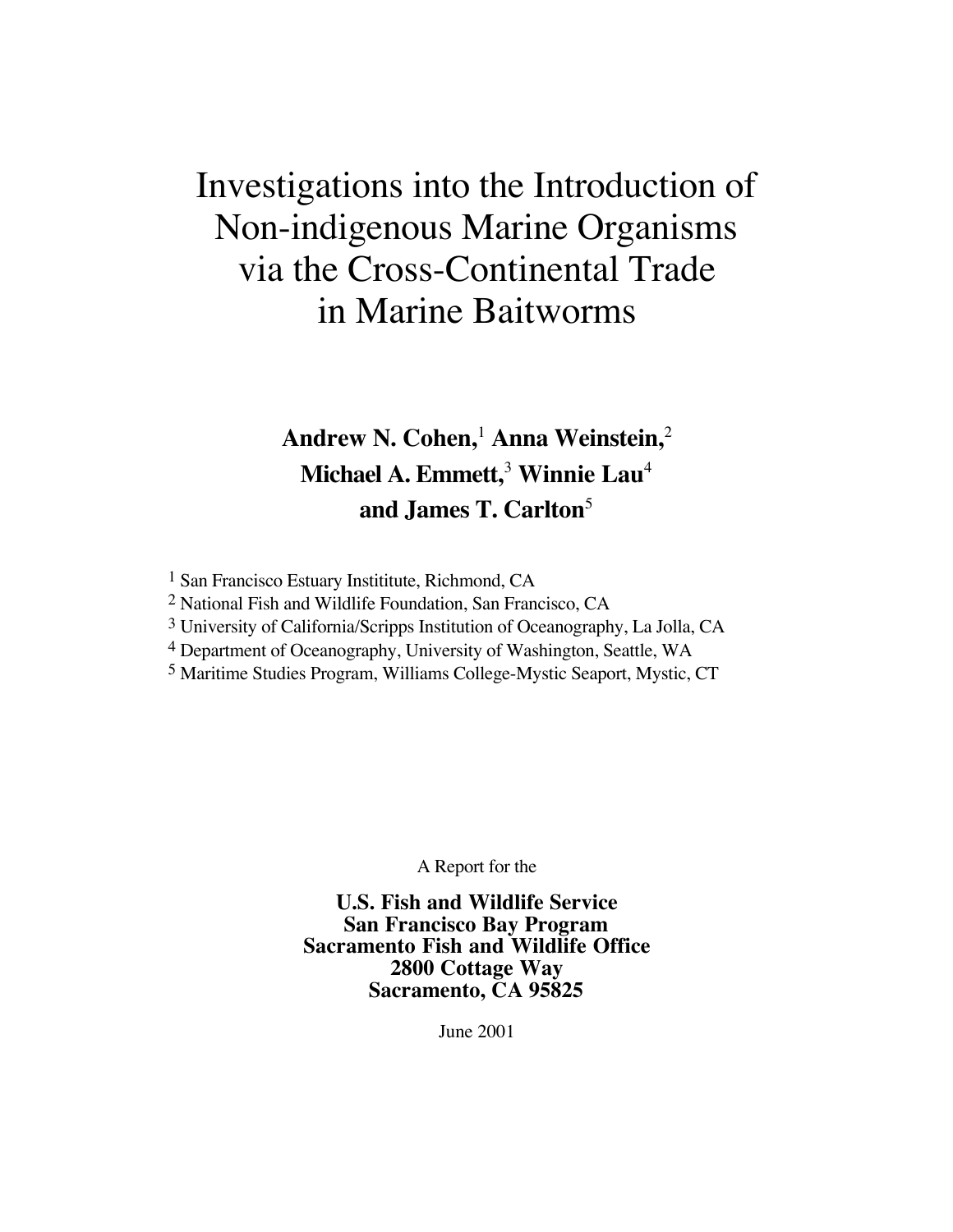# Investigations into the Introduction of Non-indigenous Marine Organisms via the Cross-Continental Trade in Marine Baitworms

**Andrew N. Cohen,**[1] **Anna Weinstein,**[2]
**Michael A. Emmett,**[3] **Winnie Lau**[4]
**and James T. Carlton**[5]

[1] San Francisco Estuary Instititute, Richmond, CA
[2] National Fish and Wildlife Foundation, San Francisco, CA
[3] University of California/Scripps Institution of Oceanography, La Jolla, CA
[4] Department of Oceanography, University of Washington, Seattle, WA
[5] Maritime Studies Program, Williams College-Mystic Seaport, Mystic, CT

A Report for the

**U.S. Fish and Wildlife Service**
**San Francisco Bay Program**
**Sacramento Fish and Wildlife Office**
**2800 Cottage Way**
**Sacramento, CA 95825**

June 2001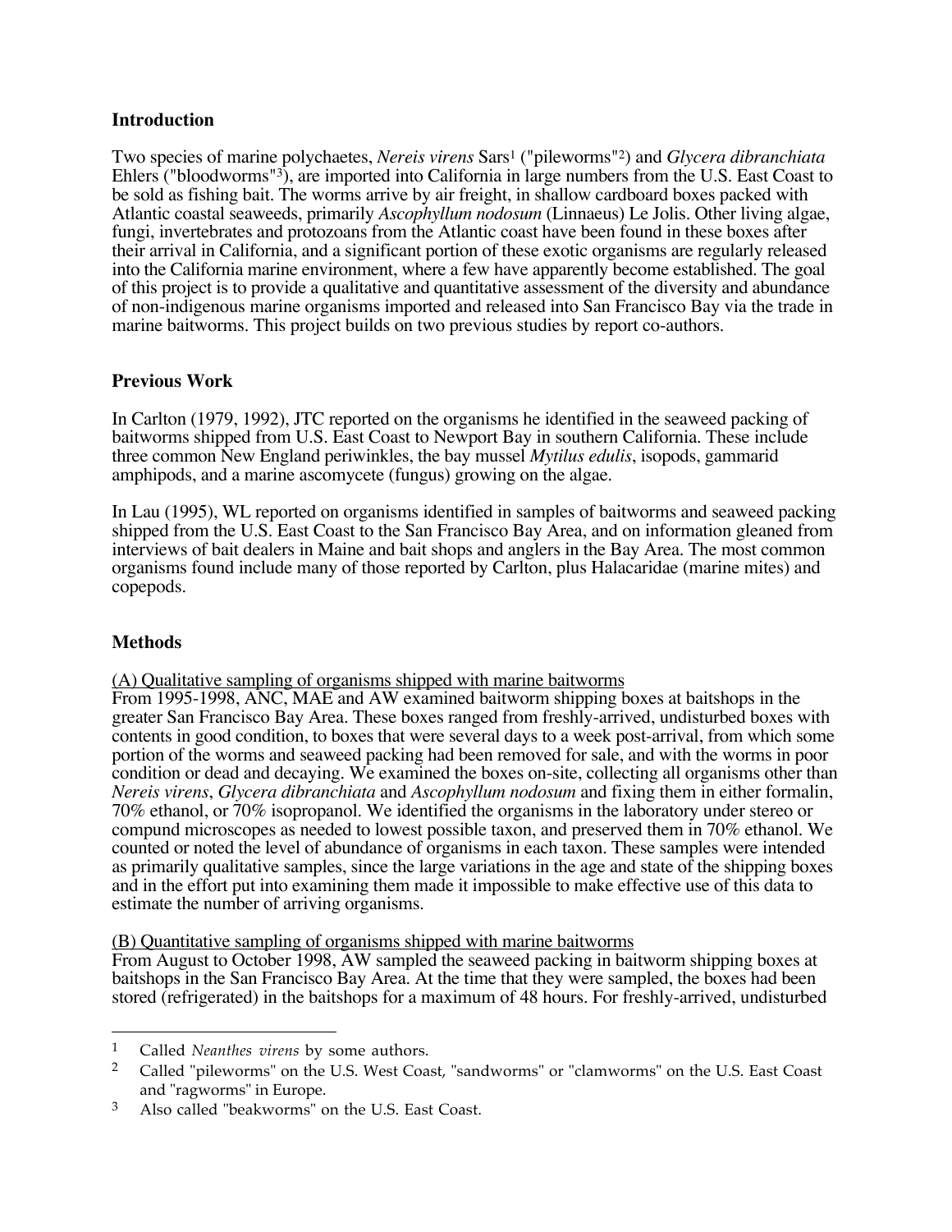## Introduction

Two species of marine polychaetes, *Nereis virens* Sars[1] ("pileworms"[2]) and *Glycera dibranchiata* Ehlers ("bloodworms"[3]), are imported into California in large numbers from the U.S. East Coast to be sold as fishing bait. The worms arrive by air freight, in shallow cardboard boxes packed with Atlantic coastal seaweeds, primarily *Ascophyllum nodosum* (Linnaeus) Le Jolis. Other living algae, fungi, invertebrates and protozoans from the Atlantic coast have been found in these boxes after their arrival in California, and a significant portion of these exotic organisms are regularly released into the California marine environment, where a few have apparently become established. The goal of this project is to provide a qualitative and quantitative assessment of the diversity and abundance of non-indigenous marine organisms imported and released into San Francisco Bay via the trade in marine baitworms. This project builds on two previous studies by report co-authors.

## Previous Work

In Carlton (1979, 1992), JTC reported on the organisms he identified in the seaweed packing of baitworms shipped from U.S. East Coast to Newport Bay in southern California. These include three common New England periwinkles, the bay mussel *Mytilus edulis*, isopods, gammarid amphipods, and a marine ascomycete (fungus) growing on the algae.

In Lau (1995), WL reported on organisms identified in samples of baitworms and seaweed packing shipped from the U.S. East Coast to the San Francisco Bay Area, and on information gleaned from interviews of bait dealers in Maine and bait shops and anglers in the Bay Area. The most common organisms found include many of those reported by Carlton, plus Halacaridae (marine mites) and copepods.

## Methods

(A) Qualitative sampling of organisms shipped with marine baitworms

From 1995-1998, ANC, MAE and AW examined baitworm shipping boxes at baitshops in the greater San Francisco Bay Area. These boxes ranged from freshly-arrived, undisturbed boxes with contents in good condition, to boxes that were several days to a week post-arrival, from which some portion of the worms and seaweed packing had been removed for sale, and with the worms in poor condition or dead and decaying. We examined the boxes on-site, collecting all organisms other than *Nereis virens*, *Glycera dibranchiata* and *Ascophyllum nodosum* and fixing them in either formalin, 70% ethanol, or 70% isopropanol. We identified the organisms in the laboratory under stereo or compund microscopes as needed to lowest possible taxon, and preserved them in 70% ethanol. We counted or noted the level of abundance of organisms in each taxon. These samples were intended as primarily qualitative samples, since the large variations in the age and state of the shipping boxes and in the effort put into examining them made it impossible to make effective use of this data to estimate the number of arriving organisms.

(B) Quantitative sampling of organisms shipped with marine baitworms

From August to October 1998, AW sampled the seaweed packing in baitworm shipping boxes at baitshops in the San Francisco Bay Area. At the time that they were sampled, the boxes had been stored (refrigerated) in the baitshops for a maximum of 48 hours. For freshly-arrived, undisturbed

---

[1] Called *Neanthes virens* by some authors.

[2] Called "pileworms" on the U.S. West Coast, "sandworms" or "clamworms" on the U.S. East Coast and "ragworms" in Europe.

[3] Also called "beakworms" on the U.S. East Coast.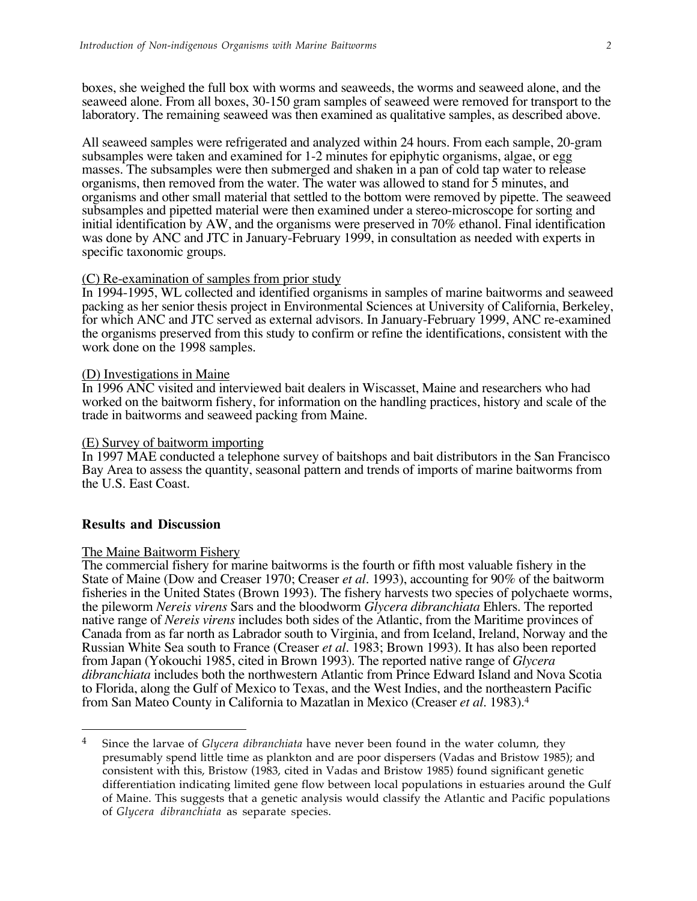boxes, she weighed the full box with worms and seaweeds, the worms and seaweed alone, and the seaweed alone. From all boxes, 30-150 gram samples of seaweed were removed for transport to the laboratory. The remaining seaweed was then examined as qualitative samples, as described above.

All seaweed samples were refrigerated and analyzed within 24 hours. From each sample, 20-gram subsamples were taken and examined for 1-2 minutes for epiphytic organisms, algae, or egg masses. The subsamples were then submerged and shaken in a pan of cold tap water to release organisms, then removed from the water. The water was allowed to stand for 5 minutes, and organisms and other small material that settled to the bottom were removed by pipette. The seaweed subsamples and pipetted material were then examined under a stereo-microscope for sorting and initial identification by AW, and the organisms were preserved in 70% ethanol. Final identification was done by ANC and JTC in January-February 1999, in consultation as needed with experts in specific taxonomic groups.

(C) Re-examination of samples from prior study

In 1994-1995, WL collected and identified organisms in samples of marine baitworms and seaweed packing as her senior thesis project in Environmental Sciences at University of California, Berkeley, for which ANC and JTC served as external advisors. In January-February 1999, ANC re-examined the organisms preserved from this study to confirm or refine the identifications, consistent with the work done on the 1998 samples.

(D) Investigations in Maine

In 1996 ANC visited and interviewed bait dealers in Wiscasset, Maine and researchers who had worked on the baitworm fishery, for information on the handling practices, history and scale of the trade in baitworms and seaweed packing from Maine.

(E) Survey of baitworm importing

In 1997 MAE conducted a telephone survey of baitshops and bait distributors in the San Francisco Bay Area to assess the quantity, seasonal pattern and trends of imports of marine baitworms from the U.S. East Coast.

## Results and Discussion

The Maine Baitworm Fishery

The commercial fishery for marine baitworms is the fourth or fifth most valuable fishery in the State of Maine (Dow and Creaser 1970; Creaser *et al*. 1993), accounting for 90% of the baitworm fisheries in the United States (Brown 1993). The fishery harvests two species of polychaete worms, the pileworm *Nereis virens* Sars and the bloodworm *Glycera dibranchiata* Ehlers. The reported native range of *Nereis virens* includes both sides of the Atlantic, from the Maritime provinces of Canada from as far north as Labrador south to Virginia, and from Iceland, Ireland, Norway and the Russian White Sea south to France (Creaser *et al*. 1983; Brown 1993). It has also been reported from Japan (Yokouchi 1985, cited in Brown 1993). The reported native range of *Glycera dibranchiata* includes both the northwestern Atlantic from Prince Edward Island and Nova Scotia to Florida, along the Gulf of Mexico to Texas, and the West Indies, and the northeastern Pacific from San Mateo County in California to Mazatlan in Mexico (Creaser *et al*. 1983).[4]

---

[4] Since the larvae of *Glycera dibranchiata* have never been found in the water column, they presumably spend little time as plankton and are poor dispersers (Vadas and Bristow 1985); and consistent with this, Bristow (1983, cited in Vadas and Bristow 1985) found significant genetic differentiation indicating limited gene flow between local populations in estuaries around the Gulf of Maine. This suggests that a genetic analysis would classify the Atlantic and Pacific populations of *Glycera dibranchiata* as separate species.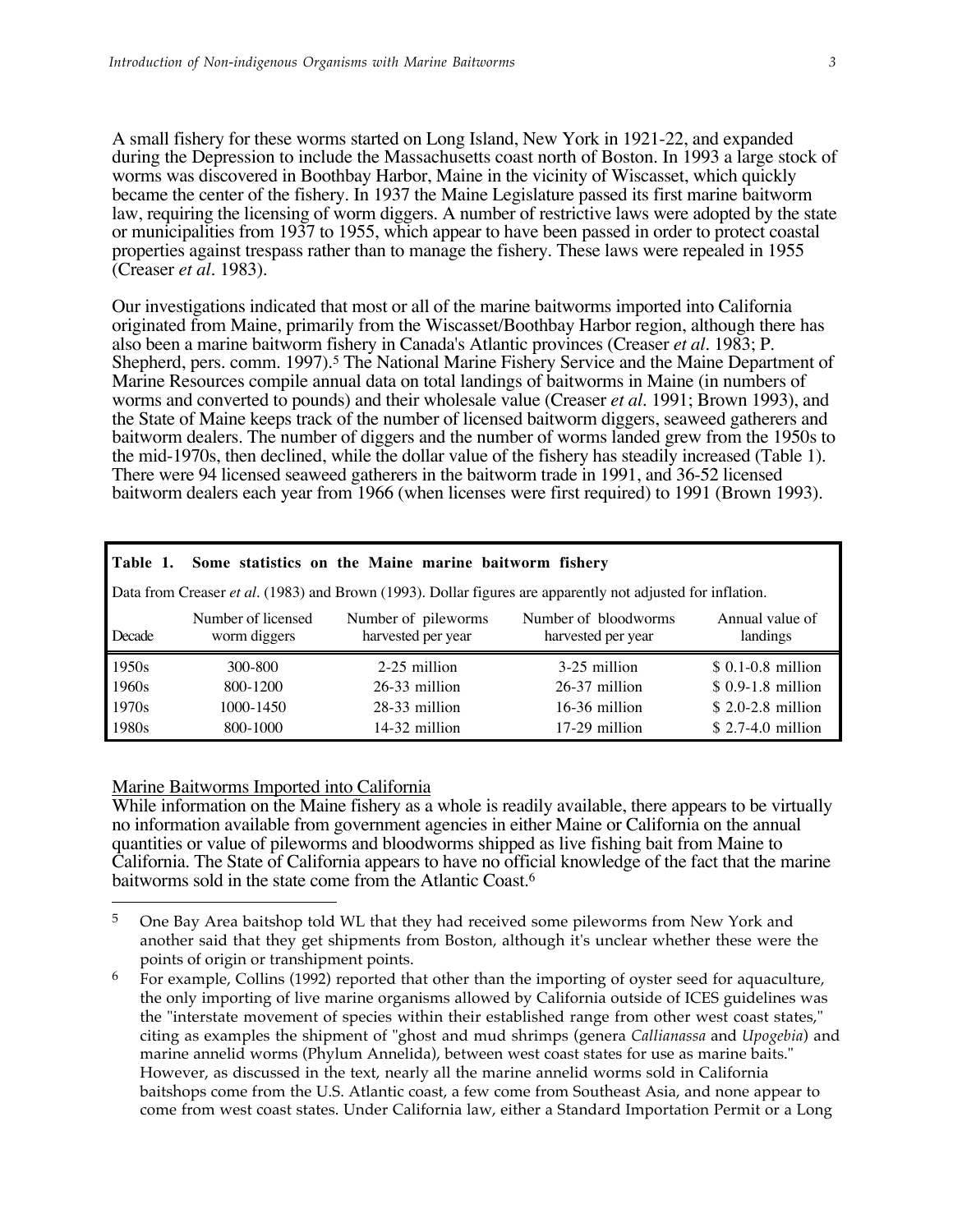A small fishery for these worms started on Long Island, New York in 1921-22, and expanded during the Depression to include the Massachusetts coast north of Boston. In 1993 a large stock of worms was discovered in Boothbay Harbor, Maine in the vicinity of Wiscasset, which quickly became the center of the fishery. In 1937 the Maine Legislature passed its first marine baitworm law, requiring the licensing of worm diggers. A number of restrictive laws were adopted by the state or municipalities from 1937 to 1955, which appear to have been passed in order to protect coastal properties against trespass rather than to manage the fishery. These laws were repealed in 1955 (Creaser *et al*. 1983).

Our investigations indicated that most or all of the marine baitworms imported into California originated from Maine, primarily from the Wiscasset/Boothbay Harbor region, although there has also been a marine baitworm fishery in Canada's Atlantic provinces (Creaser *et al*. 1983; P. Shepherd, pers. comm. 1997).[5] The National Marine Fishery Service and the Maine Department of Marine Resources compile annual data on total landings of baitworms in Maine (in numbers of worms and converted to pounds) and their wholesale value (Creaser *et al*. 1991; Brown 1993), and the State of Maine keeps track of the number of licensed baitworm diggers, seaweed gatherers and baitworm dealers. The number of diggers and the number of worms landed grew from the 1950s to the mid-1970s, then declined, while the dollar value of the fishery has steadily increased (Table 1). There were 94 licensed seaweed gatherers in the baitworm trade in 1991, and 36-52 licensed baitworm dealers each year from 1966 (when licenses were first required) to 1991 (Brown 1993).

**Table 1. Some statistics on the Maine marine baitworm fishery**

Data from Creaser *et al*. (1983) and Brown (1993). Dollar figures are apparently not adjusted for inflation.

| Decade | Number of licensed worm diggers | Number of pileworms harvested per year | Number of bloodworms harvested per year | Annual value of landings |
|---|---|---|---|---|
| 1950s | 300-800 | 2-25 million | 3-25 million | $ 0.1-0.8 million |
| 1960s | 800-1200 | 26-33 million | 26-37 million | $ 0.9-1.8 million |
| 1970s | 1000-1450 | 28-33 million | 16-36 million | $ 2.0-2.8 million |
| 1980s | 800-1000 | 14-32 million | 17-29 million | $ 2.7-4.0 million |

Marine Baitworms Imported into California

While information on the Maine fishery as a whole is readily available, there appears to be virtually no information available from government agencies in either Maine or California on the annual quantities or value of pileworms and bloodworms shipped as live fishing bait from Maine to California. The State of California appears to have no official knowledge of the fact that the marine baitworms sold in the state come from the Atlantic Coast.[6]

---

[5] One Bay Area baitshop told WL that they had received some pileworms from New York and another said that they get shipments from Boston, although it's unclear whether these were the points of origin or transhipment points.

[6] For example, Collins (1992) reported that other than the importing of oyster seed for aquaculture, the only importing of live marine organisms allowed by California outside of ICES guidelines was the "interstate movement of species within their established range from other west coast states," citing as examples the shipment of "ghost and mud shrimps (genera *Callianassa* and *Upogebia*) and marine annelid worms (Phylum Annelida), between west coast states for use as marine baits." However, as discussed in the text, nearly all the marine annelid worms sold in California baitshops come from the U.S. Atlantic coast, a few come from Southeast Asia, and none appear to come from west coast states. Under California law, either a Standard Importation Permit or a Long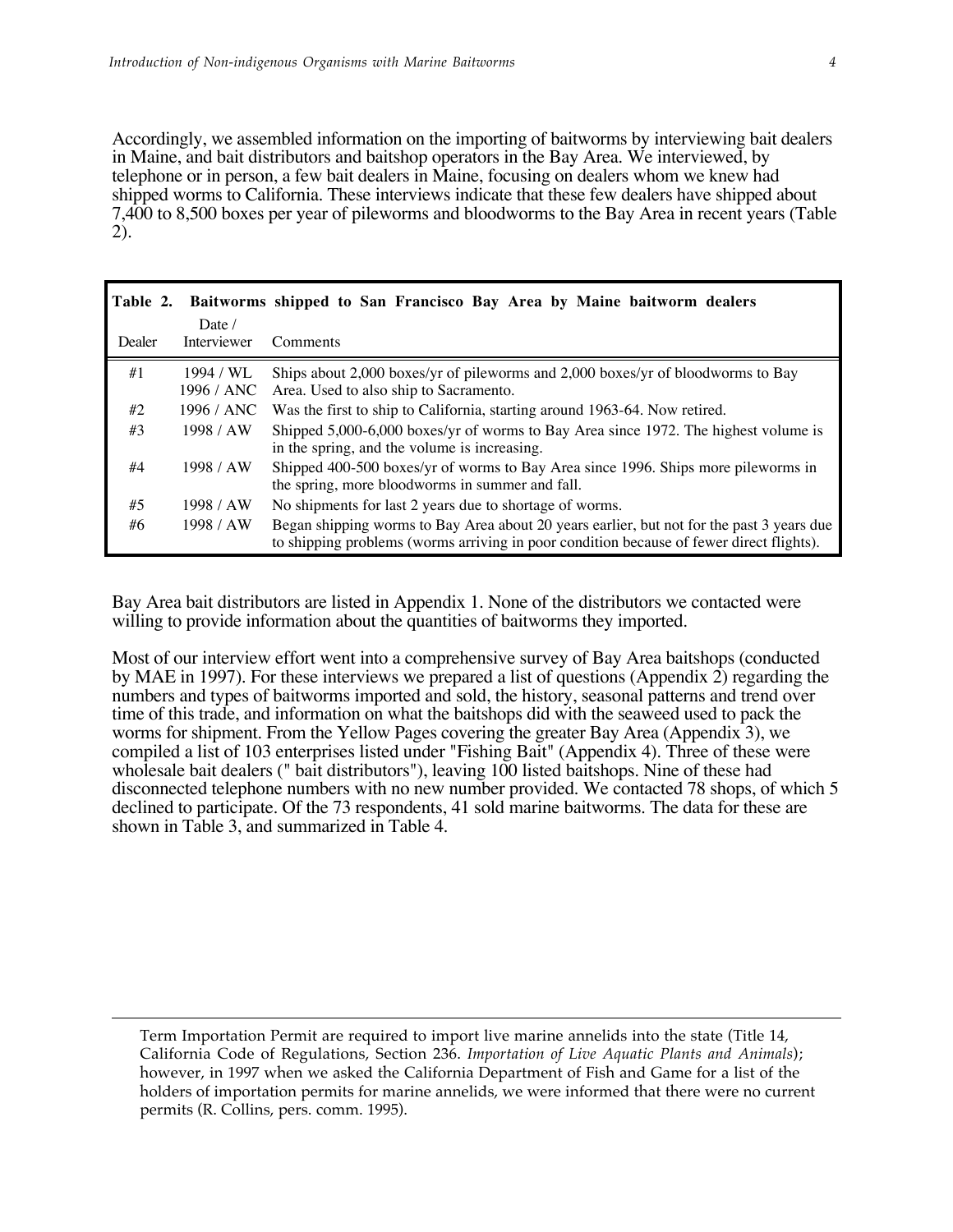Accordingly, we assembled information on the importing of baitworms by interviewing bait dealers in Maine, and bait distributors and baitshop operators in the Bay Area. We interviewed, by telephone or in person, a few bait dealers in Maine, focusing on dealers whom we knew had shipped worms to California. These interviews indicate that these few dealers have shipped about 7,400 to 8,500 boxes per year of pileworms and bloodworms to the Bay Area in recent years (Table 2).

**Table 2. Baitworms shipped to San Francisco Bay Area by Maine baitworm dealers**

| Dealer | Date / Interviewer | Comments |
|---|---|---|
| #1 | 1994 / WL<br>1996 / ANC | Ships about 2,000 boxes/yr of pileworms and 2,000 boxes/yr of bloodworms to Bay Area. Used to also ship to Sacramento. |
| #2 | 1996 / ANC | Was the first to ship to California, starting around 1963-64. Now retired. |
| #3 | 1998 / AW | Shipped 5,000-6,000 boxes/yr of worms to Bay Area since 1972. The highest volume is in the spring, and the volume is increasing. |
| #4 | 1998 / AW | Shipped 400-500 boxes/yr of worms to Bay Area since 1996. Ships more pileworms in the spring, more bloodworms in summer and fall. |
| #5 | 1998 / AW | No shipments for last 2 years due to shortage of worms. |
| #6 | 1998 / AW | Began shipping worms to Bay Area about 20 years earlier, but not for the past 3 years due to shipping problems (worms arriving in poor condition because of fewer direct flights). |

Bay Area bait distributors are listed in Appendix 1. None of the distributors we contacted were willing to provide information about the quantities of baitworms they imported.

Most of our interview effort went into a comprehensive survey of Bay Area baitshops (conducted by MAE in 1997). For these interviews we prepared a list of questions (Appendix 2) regarding the numbers and types of baitworms imported and sold, the history, seasonal patterns and trend over time of this trade, and information on what the baitshops did with the seaweed used to pack the worms for shipment. From the Yellow Pages covering the greater Bay Area (Appendix 3), we compiled a list of 103 enterprises listed under "Fishing Bait" (Appendix 4). Three of these were wholesale bait dealers (" bait distributors"), leaving 100 listed baitshops. Nine of these had disconnected telephone numbers with no new number provided. We contacted 78 shops, of which 5 declined to participate. Of the 73 respondents, 41 sold marine baitworms. The data for these are shown in Table 3, and summarized in Table 4.

---

Term Importation Permit are required to import live marine annelids into the state (Title 14, California Code of Regulations, Section 236. *Importation of Live Aquatic Plants and Animals*); however, in 1997 when we asked the California Department of Fish and Game for a list of the holders of importation permits for marine annelids, we were informed that there were no current permits (R. Collins, pers. comm. 1995).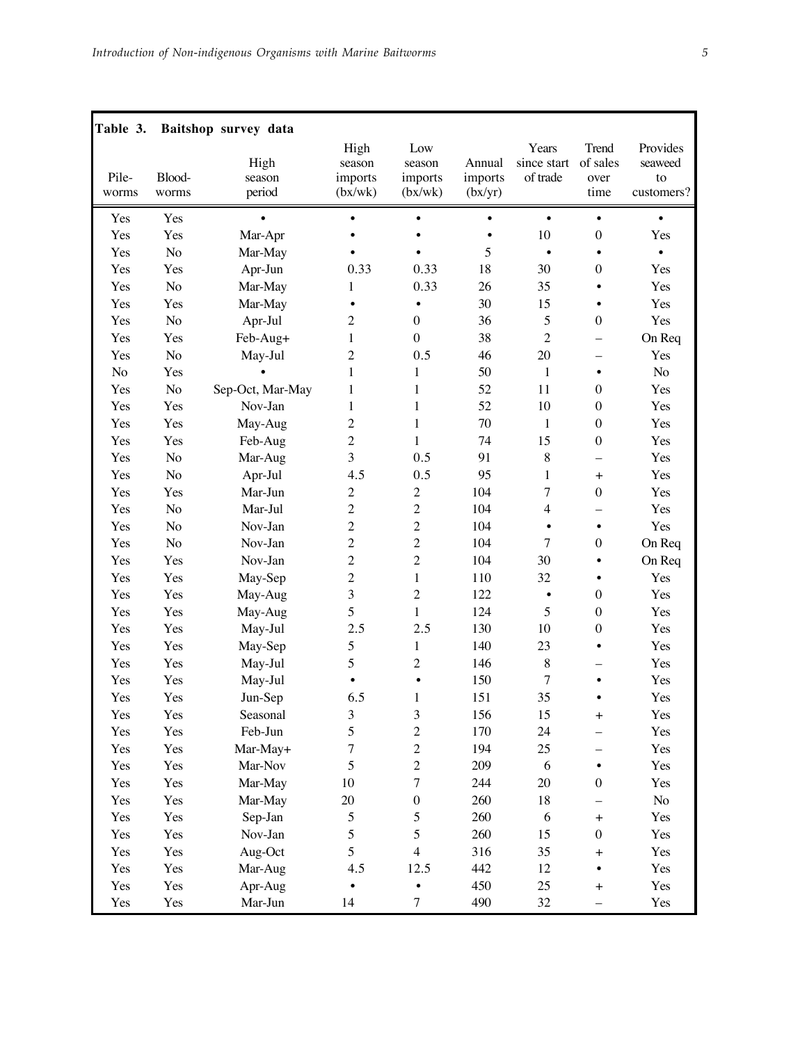**Table 3. Baitshop survey data**

| Pile-worms | Blood-worms | High season period | High season imports (bx/wk) | Low season imports (bx/wk) | Annual imports (bx/yr) | Years since start of trade | Trend of sales over time | Provides seaweed to customers? |
|---|---|---|---|---|---|---|---|---|
| Yes | Yes | • | • | • | • | • | • | • |
| Yes | Yes | Mar-Apr | • | • | • | 10 | 0 | Yes |
| Yes | No | Mar-May | • | • | 5 | • | • | • |
| Yes | Yes | Apr-Jun | 0.33 | 0.33 | 18 | 30 | 0 | Yes |
| Yes | No | Mar-May | 1 | 0.33 | 26 | 35 | • | Yes |
| Yes | Yes | Mar-May | • | • | 30 | 15 | • | Yes |
| Yes | No | Apr-Jul | 2 | 0 | 36 | 5 | 0 | Yes |
| Yes | Yes | Feb-Aug+ | 1 | 0 | 38 | 2 | – | On Req |
| Yes | No | May-Jul | 2 | 0.5 | 46 | 20 | – | Yes |
| No | Yes | • | 1 | 1 | 50 | 1 | • | No |
| Yes | No | Sep-Oct, Mar-May | 1 | 1 | 52 | 11 | 0 | Yes |
| Yes | Yes | Nov-Jan | 1 | 1 | 52 | 10 | 0 | Yes |
| Yes | Yes | May-Aug | 2 | 1 | 70 | 1 | 0 | Yes |
| Yes | Yes | Feb-Aug | 2 | 1 | 74 | 15 | 0 | Yes |
| Yes | No | Mar-Aug | 3 | 0.5 | 91 | 8 | – | Yes |
| Yes | No | Apr-Jul | 4.5 | 0.5 | 95 | 1 | + | Yes |
| Yes | Yes | Mar-Jun | 2 | 2 | 104 | 7 | 0 | Yes |
| Yes | No | Mar-Jul | 2 | 2 | 104 | 4 | – | Yes |
| Yes | No | Nov-Jan | 2 | 2 | 104 | • | • | Yes |
| Yes | No | Nov-Jan | 2 | 2 | 104 | 7 | 0 | On Req |
| Yes | Yes | Nov-Jan | 2 | 2 | 104 | 30 | • | On Req |
| Yes | Yes | May-Sep | 2 | 1 | 110 | 32 | • | Yes |
| Yes | Yes | May-Aug | 3 | 2 | 122 | • | 0 | Yes |
| Yes | Yes | May-Aug | 5 | 1 | 124 | 5 | 0 | Yes |
| Yes | Yes | May-Jul | 2.5 | 2.5 | 130 | 10 | 0 | Yes |
| Yes | Yes | May-Sep | 5 | 1 | 140 | 23 | • | Yes |
| Yes | Yes | May-Jul | 5 | 2 | 146 | 8 | – | Yes |
| Yes | Yes | May-Jul | • | • | 150 | 7 | • | Yes |
| Yes | Yes | Jun-Sep | 6.5 | 1 | 151 | 35 | • | Yes |
| Yes | Yes | Seasonal | 3 | 3 | 156 | 15 | + | Yes |
| Yes | Yes | Feb-Jun | 5 | 2 | 170 | 24 | – | Yes |
| Yes | Yes | Mar-May+ | 7 | 2 | 194 | 25 | – | Yes |
| Yes | Yes | Mar-Nov | 5 | 2 | 209 | 6 | • | Yes |
| Yes | Yes | Mar-May | 10 | 7 | 244 | 20 | 0 | Yes |
| Yes | Yes | Mar-May | 20 | 0 | 260 | 18 | – | No |
| Yes | Yes | Sep-Jan | 5 | 5 | 260 | 6 | + | Yes |
| Yes | Yes | Nov-Jan | 5 | 5 | 260 | 15 | 0 | Yes |
| Yes | Yes | Aug-Oct | 5 | 4 | 316 | 35 | + | Yes |
| Yes | Yes | Mar-Aug | 4.5 | 12.5 | 442 | 12 | • | Yes |
| Yes | Yes | Apr-Aug | • | • | 450 | 25 | + | Yes |
| Yes | Yes | Mar-Jun | 14 | 7 | 490 | 32 | – | Yes |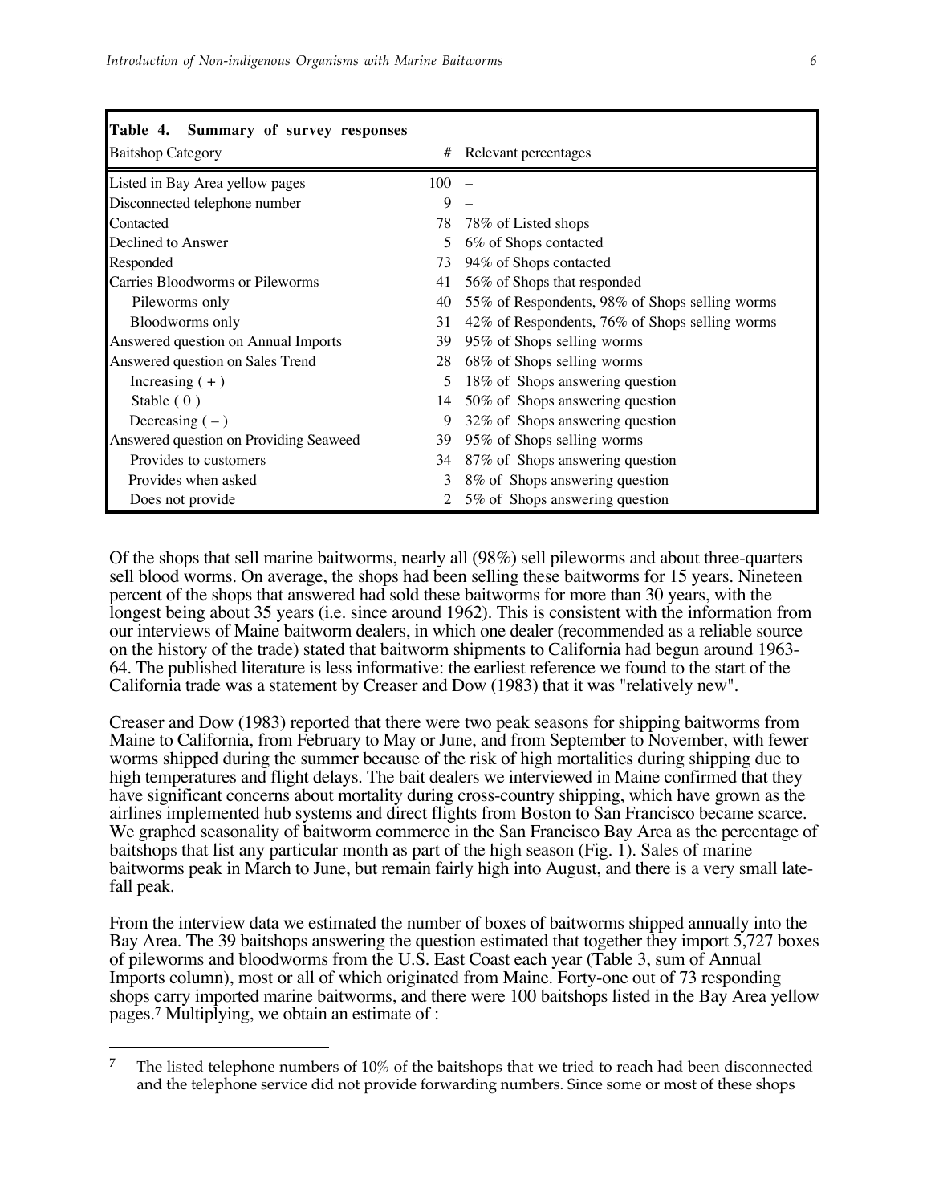**Table 4. Summary of survey responses**

| Baitshop Category | # | Relevant percentages |
|---|---|---|
| Listed in Bay Area yellow pages | 100 | – |
| Disconnected telephone number | 9 | – |
| Contacted | 78 | 78% of Listed shops |
| Declined to Answer | 5 | 6% of Shops contacted |
| Responded | 73 | 94% of Shops contacted |
| Carries Bloodworms or Pileworms | 41 | 56% of Shops that responded |
| Pileworms only | 40 | 55% of Respondents, 98% of Shops selling worms |
| Bloodworms only | 31 | 42% of Respondents, 76% of Shops selling worms |
| Answered question on Annual Imports | 39 | 95% of Shops selling worms |
| Answered question on Sales Trend | 28 | 68% of Shops selling worms |
| Increasing ( + ) | 5 | 18% of Shops answering question |
| Stable ( 0 ) | 14 | 50% of Shops answering question |
| Decreasing ( – ) | 9 | 32% of Shops answering question |
| Answered question on Providing Seaweed | 39 | 95% of Shops selling worms |
| Provides to customers | 34 | 87% of Shops answering question |
| Provides when asked | 3 | 8% of Shops answering question |
| Does not provide | 2 | 5% of Shops answering question |

Of the shops that sell marine baitworms, nearly all (98%) sell pileworms and about three-quarters sell blood worms. On average, the shops had been selling these baitworms for 15 years. Nineteen percent of the shops that answered had sold these baitworms for more than 30 years, with the longest being about 35 years (i.e. since around 1962). This is consistent with the information from our interviews of Maine baitworm dealers, in which one dealer (recommended as a reliable source on the history of the trade) stated that baitworm shipments to California had begun around 1963-64. The published literature is less informative: the earliest reference we found to the start of the California trade was a statement by Creaser and Dow (1983) that it was "relatively new".

Creaser and Dow (1983) reported that there were two peak seasons for shipping baitworms from Maine to California, from February to May or June, and from September to November, with fewer worms shipped during the summer because of the risk of high mortalities during shipping due to high temperatures and flight delays. The bait dealers we interviewed in Maine confirmed that they have significant concerns about mortality during cross-country shipping, which have grown as the airlines implemented hub systems and direct flights from Boston to San Francisco became scarce. We graphed seasonality of baitworm commerce in the San Francisco Bay Area as the percentage of baitshops that list any particular month as part of the high season (Fig. 1). Sales of marine baitworms peak in March to June, but remain fairly high into August, and there is a very small late-fall peak.

From the interview data we estimated the number of boxes of baitworms shipped annually into the Bay Area. The 39 baitshops answering the question estimated that together they import 5,727 boxes of pileworms and bloodworms from the U.S. East Coast each year (Table 3, sum of Annual Imports column), most or all of which originated from Maine. Forty-one out of 73 responding shops carry imported marine baitworms, and there were 100 baitshops listed in the Bay Area yellow pages.[7] Multiplying, we obtain an estimate of :

[7] The listed telephone numbers of 10% of the baitshops that we tried to reach had been disconnected and the telephone service did not provide forwarding numbers. Since some or most of these shops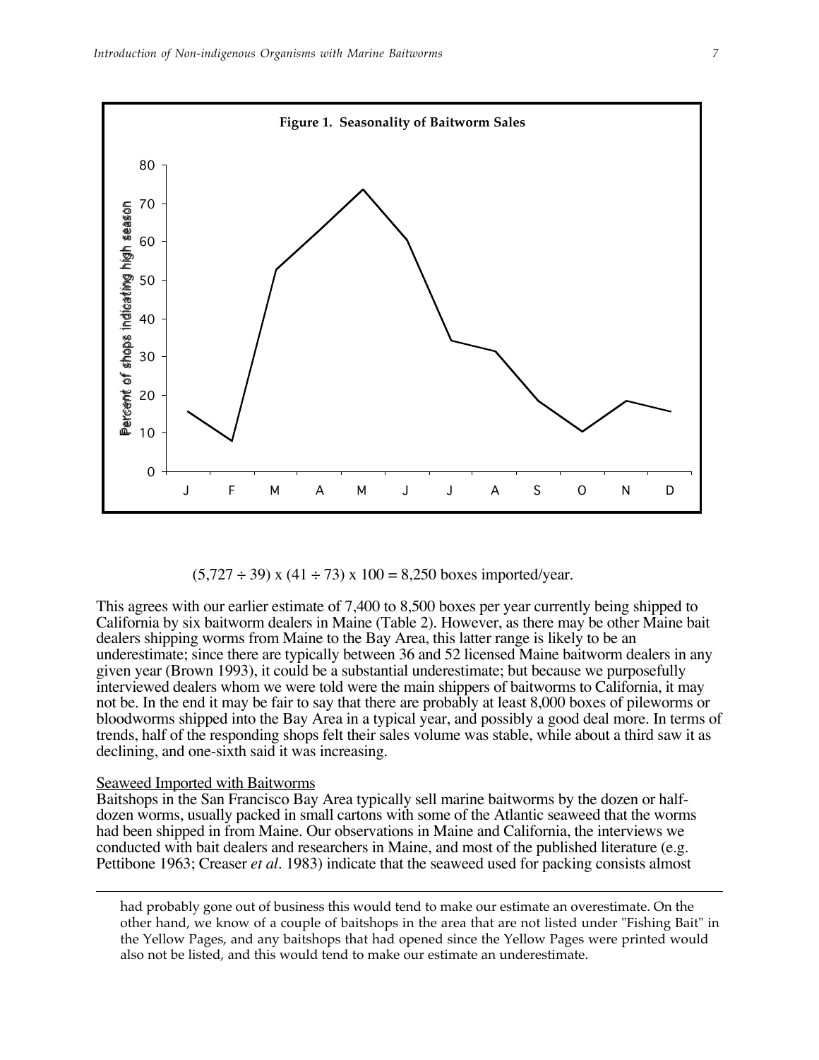**Figure 1. Seasonality of Baitworm Sales**

$$(5{,}727 \div 39) \times (41 \div 73) \times 100 = 8{,}250 \text{ boxes imported/year.}$$

This agrees with our earlier estimate of 7,400 to 8,500 boxes per year currently being shipped to California by six baitworm dealers in Maine (Table 2). However, as there may be other Maine bait dealers shipping worms from Maine to the Bay Area, this latter range is likely to be an underestimate; since there are typically between 36 and 52 licensed Maine baitworm dealers in any given year (Brown 1993), it could be a substantial underestimate; but because we purposefully interviewed dealers whom we were told were the main shippers of baitworms to California, it may not be. In the end it may be fair to say that there are probably at least 8,000 boxes of pileworms or bloodworms shipped into the Bay Area in a typical year, and possibly a good deal more. In terms of trends, half of the responding shops felt their sales volume was stable, while about a third saw it as declining, and one-sixth said it was increasing.

## Seaweed Imported with Baitworms

Baitshops in the San Francisco Bay Area typically sell marine baitworms by the dozen or half-dozen worms, usually packed in small cartons with some of the Atlantic seaweed that the worms had been shipped in from Maine. Our observations in Maine and California, the interviews we conducted with bait dealers and researchers in Maine, and most of the published literature (e.g. Pettibone 1963; Creaser *et al*. 1983) indicate that the seaweed used for packing consists almost

---

had probably gone out of business this would tend to make our estimate an overestimate. On the other hand, we know of a couple of baitshops in the area that are not listed under "Fishing Bait" in the Yellow Pages, and any baitshops that had opened since the Yellow Pages were printed would also not be listed, and this would tend to make our estimate an underestimate.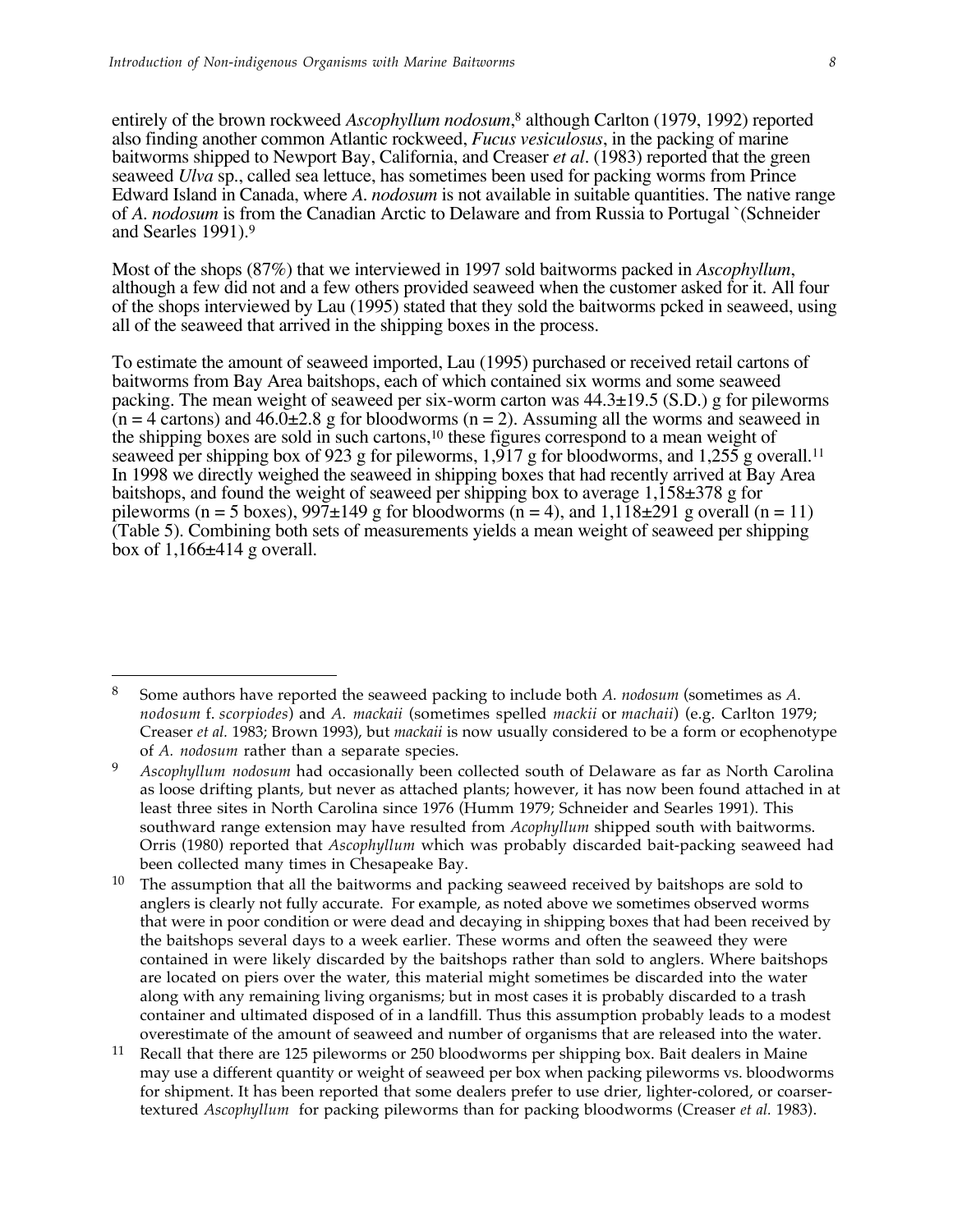entirely of the brown rockweed *Ascophyllum nodosum*,[8] although Carlton (1979, 1992) reported also finding another common Atlantic rockweed, *Fucus vesiculosus*, in the packing of marine baitworms shipped to Newport Bay, California, and Creaser *et al*. (1983) reported that the green seaweed *Ulva* sp., called sea lettuce, has sometimes been used for packing worms from Prince Edward Island in Canada, where *A. nodosum* is not available in suitable quantities. The native range of *A. nodosum* is from the Canadian Arctic to Delaware and from Russia to Portugal `(Schneider and Searles 1991).[9]

Most of the shops (87%) that we interviewed in 1997 sold baitworms packed in *Ascophyllum*, although a few did not and a few others provided seaweed when the customer asked for it. All four of the shops interviewed by Lau (1995) stated that they sold the baitworms pcked in seaweed, using all of the seaweed that arrived in the shipping boxes in the process.

To estimate the amount of seaweed imported, Lau (1995) purchased or received retail cartons of baitworms from Bay Area baitshops, each of which contained six worms and some seaweed packing. The mean weight of seaweed per six-worm carton was 44.3±19.5 (S.D.) g for pileworms (n = 4 cartons) and 46.0±2.8 g for bloodworms (n = 2). Assuming all the worms and seaweed in the shipping boxes are sold in such cartons,[10] these figures correspond to a mean weight of seaweed per shipping box of 923 g for pileworms, 1,917 g for bloodworms, and 1,255 g overall.[11] In 1998 we directly weighed the seaweed in shipping boxes that had recently arrived at Bay Area baitshops, and found the weight of seaweed per shipping box to average 1,158±378 g for pileworms (n = 5 boxes), 997±149 g for bloodworms (n = 4), and 1,118±291 g overall (n = 11) (Table 5). Combining both sets of measurements yields a mean weight of seaweed per shipping box of 1,166±414 g overall.

---

[8] Some authors have reported the seaweed packing to include both *A. nodosum* (sometimes as *A. nodosum* f. *scorpiodes*) and *A. mackaii* (sometimes spelled *mackii* or *machaii*) (e.g. Carlton 1979; Creaser *et al.* 1983; Brown 1993), but *mackaii* is now usually considered to be a form or ecophenotype of *A. nodosum* rather than a separate species.

[9] *Ascophyllum nodosum* had occasionally been collected south of Delaware as far as North Carolina as loose drifting plants, but never as attached plants; however, it has now been found attached in at least three sites in North Carolina since 1976 (Humm 1979; Schneider and Searles 1991). This southward range extension may have resulted from *Acophyllum* shipped south with baitworms. Orris (1980) reported that *Ascophyllum* which was probably discarded bait-packing seaweed had been collected many times in Chesapeake Bay.

[10] The assumption that all the baitworms and packing seaweed received by baitshops are sold to anglers is clearly not fully accurate. For example, as noted above we sometimes observed worms that were in poor condition or were dead and decaying in shipping boxes that had been received by the baitshops several days to a week earlier. These worms and often the seaweed they were contained in were likely discarded by the baitshops rather than sold to anglers. Where baitshops are located on piers over the water, this material might sometimes be discarded into the water along with any remaining living organisms; but in most cases it is probably discarded to a trash container and ultimated disposed of in a landfill. Thus this assumption probably leads to a modest overestimate of the amount of seaweed and number of organisms that are released into the water.

[11] Recall that there are 125 pileworms or 250 bloodworms per shipping box. Bait dealers in Maine may use a different quantity or weight of seaweed per box when packing pileworms vs. bloodworms for shipment. It has been reported that some dealers prefer to use drier, lighter-colored, or coarser-textured *Ascophyllum* for packing pileworms than for packing bloodworms (Creaser *et al.* 1983).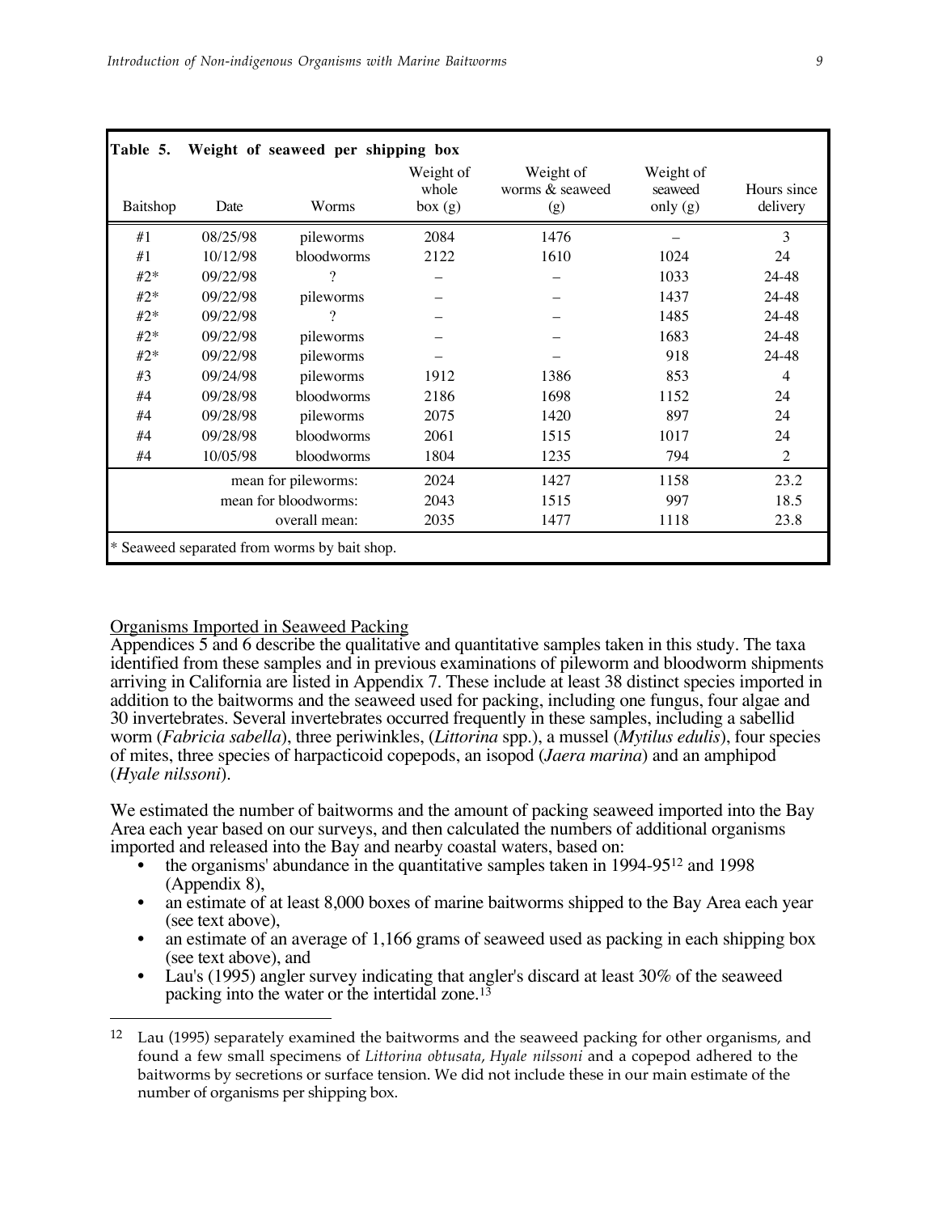**Table 5. Weight of seaweed per shipping box**

| Baitshop | Date | Worms | Weight of whole box (g) | Weight of worms & seaweed (g) | Weight of seaweed only (g) | Hours since delivery |
|---|---|---|---|---|---|---|
| #1 | 08/25/98 | pileworms | 2084 | 1476 | – | 3 |
| #1 | 10/12/98 | bloodworms | 2122 | 1610 | 1024 | 24 |
| #2* | 09/22/98 | ? | – | – | 1033 | 24-48 |
| #2* | 09/22/98 | pileworms | – | – | 1437 | 24-48 |
| #2* | 09/22/98 | ? | – | – | 1485 | 24-48 |
| #2* | 09/22/98 | pileworms | – | – | 1683 | 24-48 |
| #2* | 09/22/98 | pileworms | – | – | 918 | 24-48 |
| #3 | 09/24/98 | pileworms | 1912 | 1386 | 853 | 4 |
| #4 | 09/28/98 | bloodworms | 2186 | 1698 | 1152 | 24 |
| #4 | 09/28/98 | pileworms | 2075 | 1420 | 897 | 24 |
| #4 | 09/28/98 | bloodworms | 2061 | 1515 | 1017 | 24 |
| #4 | 10/05/98 | bloodworms | 1804 | 1235 | 794 | 2 |
| | | mean for pileworms: | 2024 | 1427 | 1158 | 23.2 |
| | | mean for bloodworms: | 2043 | 1515 | 997 | 18.5 |
| | | overall mean: | 2035 | 1477 | 1118 | 23.8 |

\* Seaweed separated from worms by bait shop.

Organisms Imported in Seaweed Packing

Appendices 5 and 6 describe the qualitative and quantitative samples taken in this study. The taxa identified from these samples and in previous examinations of pileworm and bloodworm shipments arriving in California are listed in Appendix 7. These include at least 38 distinct species imported in addition to the baitworms and the seaweed used for packing, including one fungus, four algae and 30 invertebrates. Several invertebrates occurred frequently in these samples, including a sabellid worm (*Fabricia sabella*), three periwinkles, (*Littorina* spp.), a mussel (*Mytilus edulis*), four species of mites, three species of harpacticoid copepods, an isopod (*Jaera marina*) and an amphipod (*Hyale nilssoni*).

We estimated the number of baitworms and the amount of packing seaweed imported into the Bay Area each year based on our surveys, and then calculated the numbers of additional organisms imported and released into the Bay and nearby coastal waters, based on:

- the organisms' abundance in the quantitative samples taken in 1994-95[12] and 1998 (Appendix 8),
- an estimate of at least 8,000 boxes of marine baitworms shipped to the Bay Area each year (see text above),
- an estimate of an average of 1,166 grams of seaweed used as packing in each shipping box (see text above), and
- Lau's (1995) angler survey indicating that angler's discard at least 30% of the seaweed packing into the water or the intertidal zone.[13]

[12] Lau (1995) separately examined the baitworms and the seaweed packing for other organisms, and found a few small specimens of *Littorina obtusata*, *Hyale nilssoni* and a copepod adhered to the baitworms by secretions or surface tension. We did not include these in our main estimate of the number of organisms per shipping box.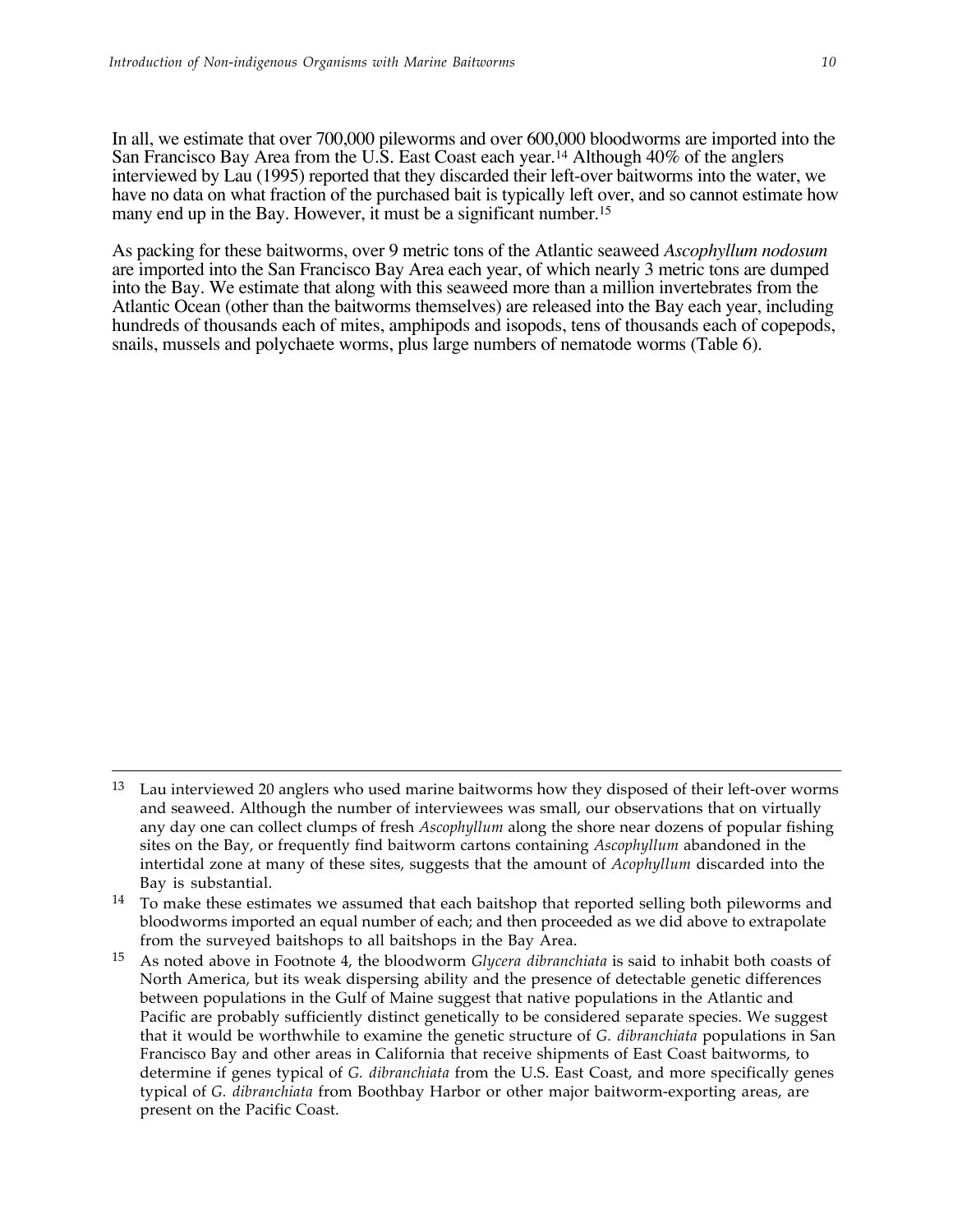In all, we estimate that over 700,000 pileworms and over 600,000 bloodworms are imported into the San Francisco Bay Area from the U.S. East Coast each year.[14] Although 40% of the anglers interviewed by Lau (1995) reported that they discarded their left-over baitworms into the water, we have no data on what fraction of the purchased bait is typically left over, and so cannot estimate how many end up in the Bay. However, it must be a significant number.[15]

As packing for these baitworms, over 9 metric tons of the Atlantic seaweed *Ascophyllum nodosum* are imported into the San Francisco Bay Area each year, of which nearly 3 metric tons are dumped into the Bay. We estimate that along with this seaweed more than a million invertebrates from the Atlantic Ocean (other than the baitworms themselves) are released into the Bay each year, including hundreds of thousands each of mites, amphipods and isopods, tens of thousands each of copepods, snails, mussels and polychaete worms, plus large numbers of nematode worms (Table 6).

---

[13] Lau interviewed 20 anglers who used marine baitworms how they disposed of their left-over worms and seaweed. Although the number of interviewees was small, our observations that on virtually any day one can collect clumps of fresh *Ascophyllum* along the shore near dozens of popular fishing sites on the Bay, or frequently find baitworm cartons containing *Ascophyllum* abandoned in the intertidal zone at many of these sites, suggests that the amount of *Acophyllum* discarded into the Bay is substantial.

[14] To make these estimates we assumed that each baitshop that reported selling both pileworms and bloodworms imported an equal number of each; and then proceeded as we did above to extrapolate from the surveyed baitshops to all baitshops in the Bay Area.

[15] As noted above in Footnote 4, the bloodworm *Glycera dibranchiata* is said to inhabit both coasts of North America, but its weak dispersing ability and the presence of detectable genetic differences between populations in the Gulf of Maine suggest that native populations in the Atlantic and Pacific are probably sufficiently distinct genetically to be considered separate species. We suggest that it would be worthwhile to examine the genetic structure of *G. dibranchiata* populations in San Francisco Bay and other areas in California that receive shipments of East Coast baitworms, to determine if genes typical of *G. dibranchiata* from the U.S. East Coast, and more specifically genes typical of *G. dibranchiata* from Boothbay Harbor or other major baitworm-exporting areas, are present on the Pacific Coast.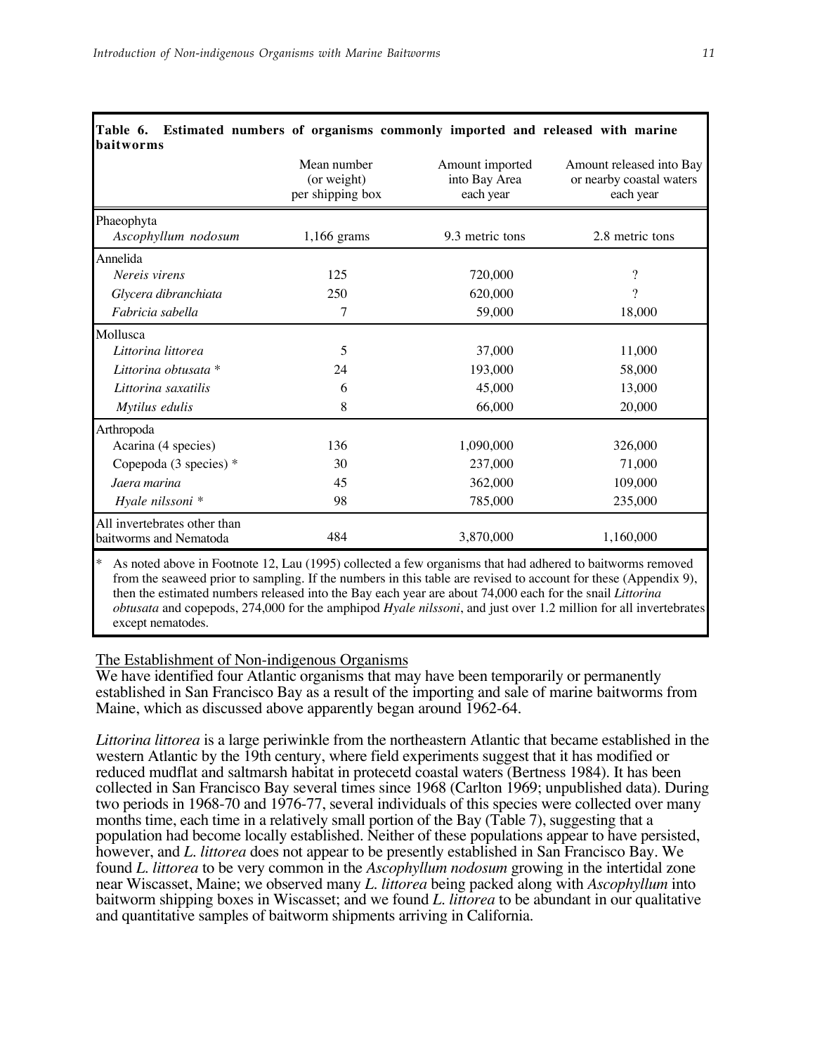**Table 6. Estimated numbers of organisms commonly imported and released with marine baitworms**

| | Mean number (or weight) per shipping box | Amount imported into Bay Area each year | Amount released into Bay or nearby coastal waters each year |
|---|---|---|---|
| Phaeophyta | | | |
| *Ascophyllum nodosum* | 1,166 grams | 9.3 metric tons | 2.8 metric tons |
| Annelida | | | |
| *Nereis virens* | 125 | 720,000 | ? |
| *Glycera dibranchiata* | 250 | 620,000 | ? |
| *Fabricia sabella* | 7 | 59,000 | 18,000 |
| Mollusca | | | |
| *Littorina littorea* | 5 | 37,000 | 11,000 |
| *Littorina obtusata* * | 24 | 193,000 | 58,000 |
| *Littorina saxatilis* | 6 | 45,000 | 13,000 |
| *Mytilus edulis* | 8 | 66,000 | 20,000 |
| Arthropoda | | | |
| Acarina (4 species) | 136 | 1,090,000 | 326,000 |
| Copepoda (3 species) * | 30 | 237,000 | 71,000 |
| *Jaera marina* | 45 | 362,000 | 109,000 |
| *Hyale nilssoni* * | 98 | 785,000 | 235,000 |
| All invertebrates other than baitworms and Nematoda | 484 | 3,870,000 | 1,160,000 |

\* As noted above in Footnote 12, Lau (1995) collected a few organisms that had adhered to baitworms removed from the seaweed prior to sampling. If the numbers in this table are revised to account for these (Appendix 9), then the estimated numbers released into the Bay each year are about 74,000 each for the snail *Littorina obtusata* and copepods, 274,000 for the amphipod *Hyale nilssoni*, and just over 1.2 million for all invertebrates except nematodes.

## The Establishment of Non-indigenous Organisms

We have identified four Atlantic organisms that may have been temporarily or permanently established in San Francisco Bay as a result of the importing and sale of marine baitworms from Maine, which as discussed above apparently began around 1962-64.

*Littorina littorea* is a large periwinkle from the northeastern Atlantic that became established in the western Atlantic by the 19th century, where field experiments suggest that it has modified or reduced mudflat and saltmarsh habitat in protecetd coastal waters (Bertness 1984). It has been collected in San Francisco Bay several times since 1968 (Carlton 1969; unpublished data). During two periods in 1968-70 and 1976-77, several individuals of this species were collected over many months time, each time in a relatively small portion of the Bay (Table 7), suggesting that a population had become locally established. Neither of these populations appear to have persisted, however, and *L. littorea* does not appear to be presently established in San Francisco Bay. We found *L. littorea* to be very common in the *Ascophyllum nodosum* growing in the intertidal zone near Wiscasset, Maine; we observed many *L. littorea* being packed along with *Ascophyllum* into baitworm shipping boxes in Wiscasset; and we found *L. littorea* to be abundant in our qualitative and quantitative samples of baitworm shipments arriving in California.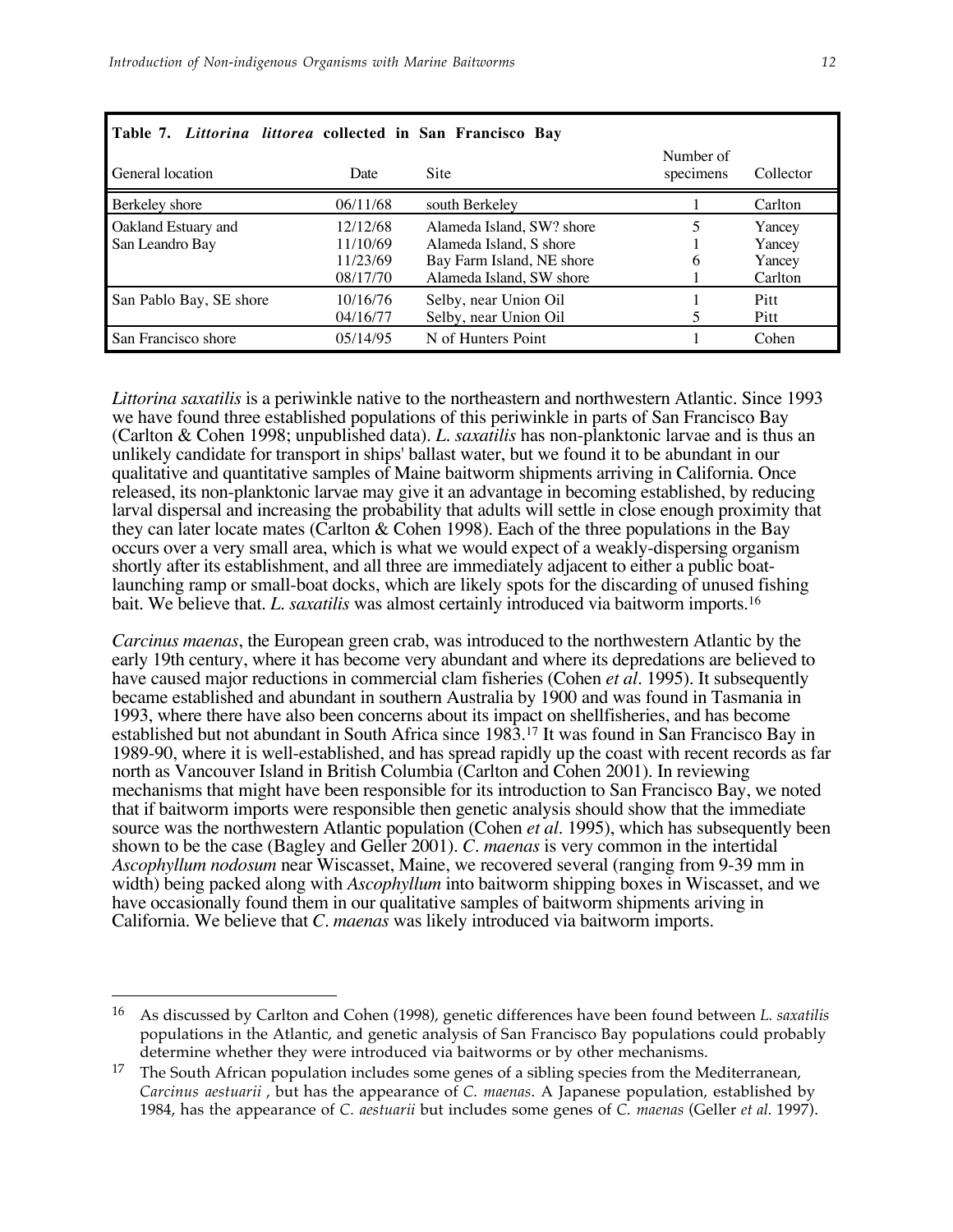**Table 7. *Littorina littorea* collected in San Francisco Bay**

| General location | Date | Site | Number of specimens | Collector |
|---|---|---|---|---|
| Berkeley shore | 06/11/68 | south Berkeley | 1 | Carlton |
| Oakland Estuary and San Leandro Bay | 12/12/68 | Alameda Island, SW? shore | 5 | Yancey |
| | 11/10/69 | Alameda Island, S shore | 1 | Yancey |
| | 11/23/69 | Bay Farm Island, NE shore | 6 | Yancey |
| | 08/17/70 | Alameda Island, SW shore | 1 | Carlton |
| San Pablo Bay, SE shore | 10/16/76 | Selby, near Union Oil | 1 | Pitt |
| | 04/16/77 | Selby, near Union Oil | 5 | Pitt |
| San Francisco shore | 05/14/95 | N of Hunters Point | 1 | Cohen |

*Littorina saxatilis* is a periwinkle native to the northeastern and northwestern Atlantic. Since 1993 we have found three established populations of this periwinkle in parts of San Francisco Bay (Carlton & Cohen 1998; unpublished data). *L. saxatilis* has non-planktonic larvae and is thus an unlikely candidate for transport in ships' ballast water, but we found it to be abundant in our qualitative and quantitative samples of Maine baitworm shipments arriving in California. Once released, its non-planktonic larvae may give it an advantage in becoming established, by reducing larval dispersal and increasing the probability that adults will settle in close enough proximity that they can later locate mates (Carlton & Cohen 1998). Each of the three populations in the Bay occurs over a very small area, which is what we would expect of a weakly-dispersing organism shortly after its establishment, and all three are immediately adjacent to either a public boat-launching ramp or small-boat docks, which are likely spots for the discarding of unused fishing bait. We believe that. *L. saxatilis* was almost certainly introduced via baitworm imports.[16]

*Carcinus maenas*, the European green crab, was introduced to the northwestern Atlantic by the early 19th century, where it has become very abundant and where its depredations are believed to have caused major reductions in commercial clam fisheries (Cohen *et al*. 1995). It subsequently became established and abundant in southern Australia by 1900 and was found in Tasmania in 1993, where there have also been concerns about its impact on shellfisheries, and has become established but not abundant in South Africa since 1983.[17] It was found in San Francisco Bay in 1989-90, where it is well-established, and has spread rapidly up the coast with recent records as far north as Vancouver Island in British Columbia (Carlton and Cohen 2001). In reviewing mechanisms that might have been responsible for its introduction to San Francisco Bay, we noted that if baitworm imports were responsible then genetic analysis should show that the immediate source was the northwestern Atlantic population (Cohen *et al*. 1995), which has subsequently been shown to be the case (Bagley and Geller 2001). *C. maenas* is very common in the intertidal *Ascophyllum nodosum* near Wiscasset, Maine, we recovered several (ranging from 9-39 mm in width) being packed along with *Ascophyllum* into baitworm shipping boxes in Wiscasset, and we have occasionally found them in our qualitative samples of baitworm shipments ariving in California. We believe that *C. maenas* was likely introduced via baitworm imports.

---

[16] As discussed by Carlton and Cohen (1998), genetic differences have been found between *L. saxatilis* populations in the Atlantic, and genetic analysis of San Francisco Bay populations could probably determine whether they were introduced via baitworms or by other mechanisms.

[17] The South African population includes some genes of a sibling species from the Mediterranean, *Carcinus aestuarii* , but has the appearance of *C. maenas*. A Japanese population, established by 1984, has the appearance of *C. aestuarii* but includes some genes of *C. maenas* (Geller *et al*. 1997).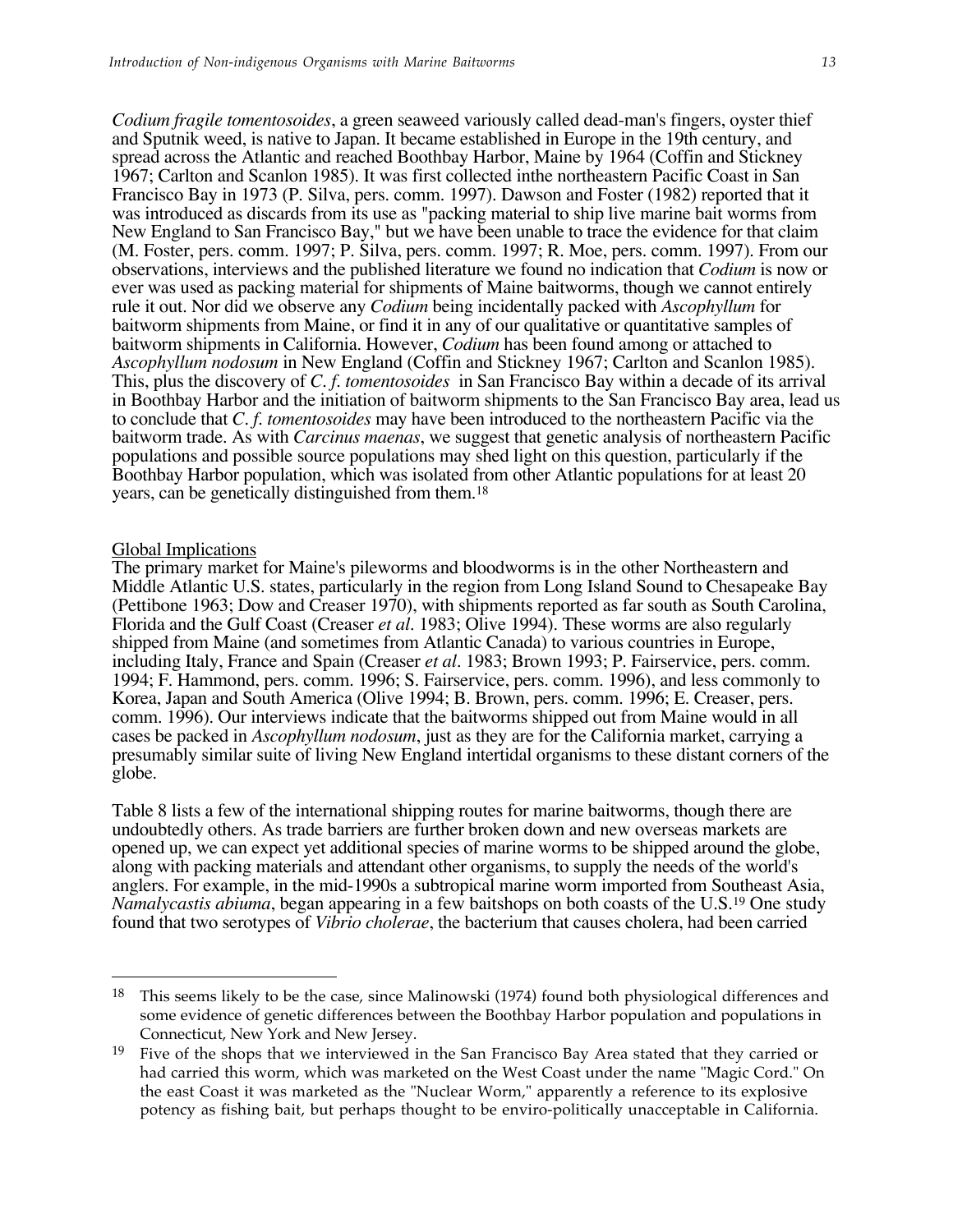*Codium fragile tomentosoides*, a green seaweed variously called dead-man's fingers, oyster thief and Sputnik weed, is native to Japan. It became established in Europe in the 19th century, and spread across the Atlantic and reached Boothbay Harbor, Maine by 1964 (Coffin and Stickney 1967; Carlton and Scanlon 1985). It was first collected inthe northeastern Pacific Coast in San Francisco Bay in 1973 (P. Silva, pers. comm. 1997). Dawson and Foster (1982) reported that it was introduced as discards from its use as "packing material to ship live marine bait worms from New England to San Francisco Bay," but we have been unable to trace the evidence for that claim (M. Foster, pers. comm. 1997; P. Silva, pers. comm. 1997; R. Moe, pers. comm. 1997). From our observations, interviews and the published literature we found no indication that *Codium* is now or ever was used as packing material for shipments of Maine baitworms, though we cannot entirely rule it out. Nor did we observe any *Codium* being incidentally packed with *Ascophyllum* for baitworm shipments from Maine, or find it in any of our qualitative or quantitative samples of baitworm shipments in California. However, *Codium* has been found among or attached to *Ascophyllum nodosum* in New England (Coffin and Stickney 1967; Carlton and Scanlon 1985). This, plus the discovery of *C. f. tomentosoides* in San Francisco Bay within a decade of its arrival in Boothbay Harbor and the initiation of baitworm shipments to the San Francisco Bay area, lead us to conclude that *C. f. tomentosoides* may have been introduced to the northeastern Pacific via the baitworm trade. As with *Carcinus maenas*, we suggest that genetic analysis of northeastern Pacific populations and possible source populations may shed light on this question, particularly if the Boothbay Harbor population, which was isolated from other Atlantic populations for at least 20 years, can be genetically distinguished from them.[18]

## Global Implications

The primary market for Maine's pileworms and bloodworms is in the other Northeastern and Middle Atlantic U.S. states, particularly in the region from Long Island Sound to Chesapeake Bay (Pettibone 1963; Dow and Creaser 1970), with shipments reported as far south as South Carolina, Florida and the Gulf Coast (Creaser *et al*. 1983; Olive 1994). These worms are also regularly shipped from Maine (and sometimes from Atlantic Canada) to various countries in Europe, including Italy, France and Spain (Creaser *et al*. 1983; Brown 1993; P. Fairservice, pers. comm. 1994; F. Hammond, pers. comm. 1996; S. Fairservice, pers. comm. 1996), and less commonly to Korea, Japan and South America (Olive 1994; B. Brown, pers. comm. 1996; E. Creaser, pers. comm. 1996). Our interviews indicate that the baitworms shipped out from Maine would in all cases be packed in *Ascophyllum nodosum*, just as they are for the California market, carrying a presumably similar suite of living New England intertidal organisms to these distant corners of the globe.

Table 8 lists a few of the international shipping routes for marine baitworms, though there are undoubtedly others. As trade barriers are further broken down and new overseas markets are opened up, we can expect yet additional species of marine worms to be shipped around the globe, along with packing materials and attendant other organisms, to supply the needs of the world's anglers. For example, in the mid-1990s a subtropical marine worm imported from Southeast Asia, *Namalycastis abiuma*, began appearing in a few baitshops on both coasts of the U.S.[19] One study found that two serotypes of *Vibrio cholerae*, the bacterium that causes cholera, had been carried

---

[18] This seems likely to be the case, since Malinowski (1974) found both physiological differences and some evidence of genetic differences between the Boothbay Harbor population and populations in Connecticut, New York and New Jersey.

[19] Five of the shops that we interviewed in the San Francisco Bay Area stated that they carried or had carried this worm, which was marketed on the West Coast under the name "Magic Cord." On the east Coast it was marketed as the "Nuclear Worm," apparently a reference to its explosive potency as fishing bait, but perhaps thought to be enviro-politically unacceptable in California.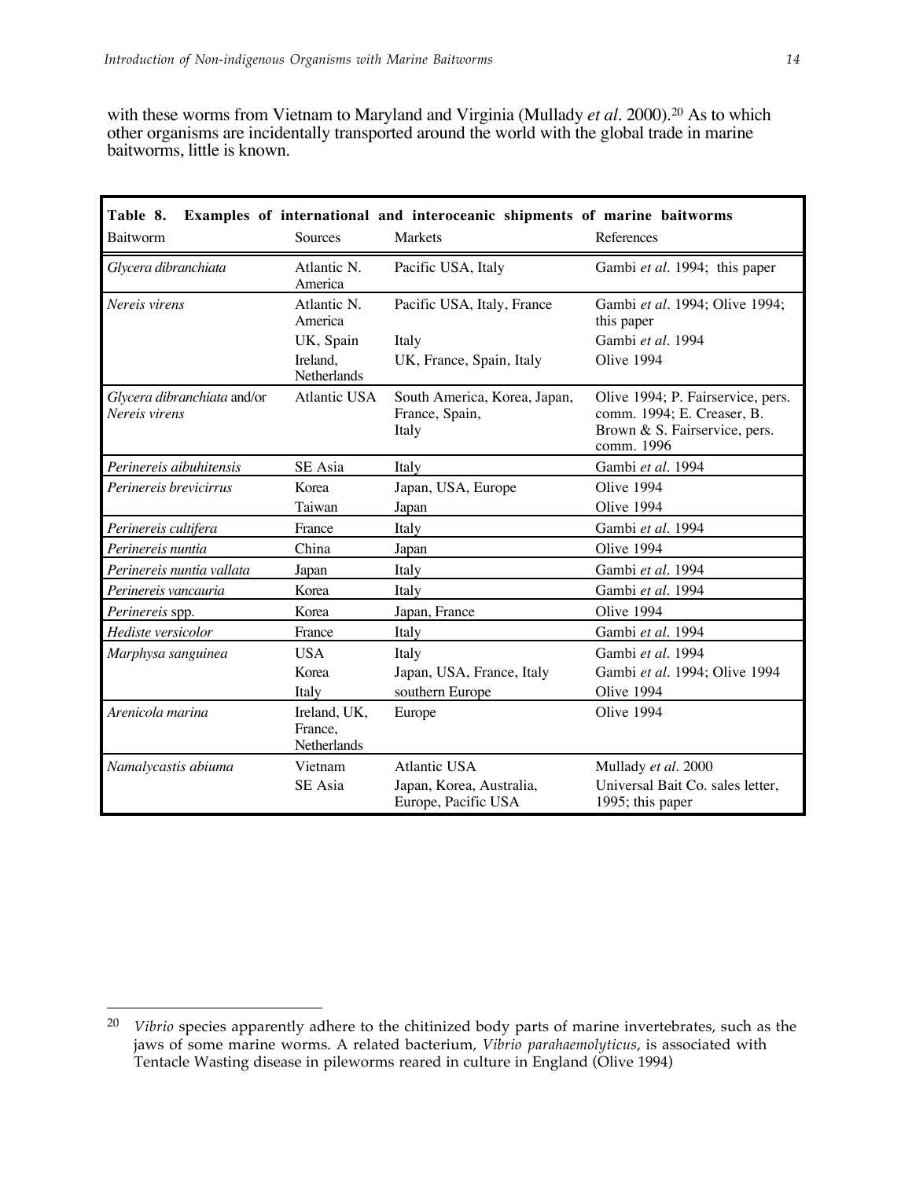with these worms from Vietnam to Maryland and Virginia (Mullady *et al*. 2000).[20] As to which other organisms are incidentally transported around the world with the global trade in marine baitworms, little is known.

**Table 8. Examples of international and interoceanic shipments of marine baitworms**

| Baitworm | Sources | Markets | References |
|---|---|---|---|
| *Glycera dibranchiata* | Atlantic N. America | Pacific USA, Italy | Gambi *et al*. 1994; this paper |
| *Nereis virens* | Atlantic N. America | Pacific USA, Italy, France | Gambi *et al*. 1994; Olive 1994; this paper |
| | UK, Spain | Italy | Gambi *et al*. 1994 |
| | Ireland, Netherlands | UK, France, Spain, Italy | Olive 1994 |
| *Glycera dibranchiata* and/or *Nereis virens* | Atlantic USA | South America, Korea, Japan, France, Spain, Italy | Olive 1994; P. Fairservice, pers. comm. 1994; E. Creaser, B. Brown & S. Fairservice, pers. comm. 1996 |
| *Perinereis aibuhitensis* | SE Asia | Italy | Gambi *et al*. 1994 |
| *Perinereis brevicirrus* | Korea | Japan, USA, Europe | Olive 1994 |
| | Taiwan | Japan | Olive 1994 |
| *Perinereis cultifera* | France | Italy | Gambi *et al*. 1994 |
| *Perinereis nuntia* | China | Japan | Olive 1994 |
| *Perinereis nuntia vallata* | Japan | Italy | Gambi *et al*. 1994 |
| *Perinereis vancauria* | Korea | Italy | Gambi *et al*. 1994 |
| *Perinereis* spp. | Korea | Japan, France | Olive 1994 |
| *Hediste versicolor* | France | Italy | Gambi *et al*. 1994 |
| *Marphysa sanguinea* | USA | Italy | Gambi *et al*. 1994 |
| | Korea | Japan, USA, France, Italy | Gambi *et al*. 1994; Olive 1994 |
| | Italy | southern Europe | Olive 1994 |
| *Arenicola marina* | Ireland, UK, France, Netherlands | Europe | Olive 1994 |
| *Namalycastis abiuma* | Vietnam | Atlantic USA | Mullady *et al*. 2000 |
| | SE Asia | Japan, Korea, Australia, Europe, Pacific USA | Universal Bait Co. sales letter, 1995; this paper |

---

[20] *Vibrio* species apparently adhere to the chitinized body parts of marine invertebrates, such as the jaws of some marine worms. A related bacterium, *Vibrio parahaemolyticus*, is associated with Tentacle Wasting disease in pileworms reared in culture in England (Olive 1994)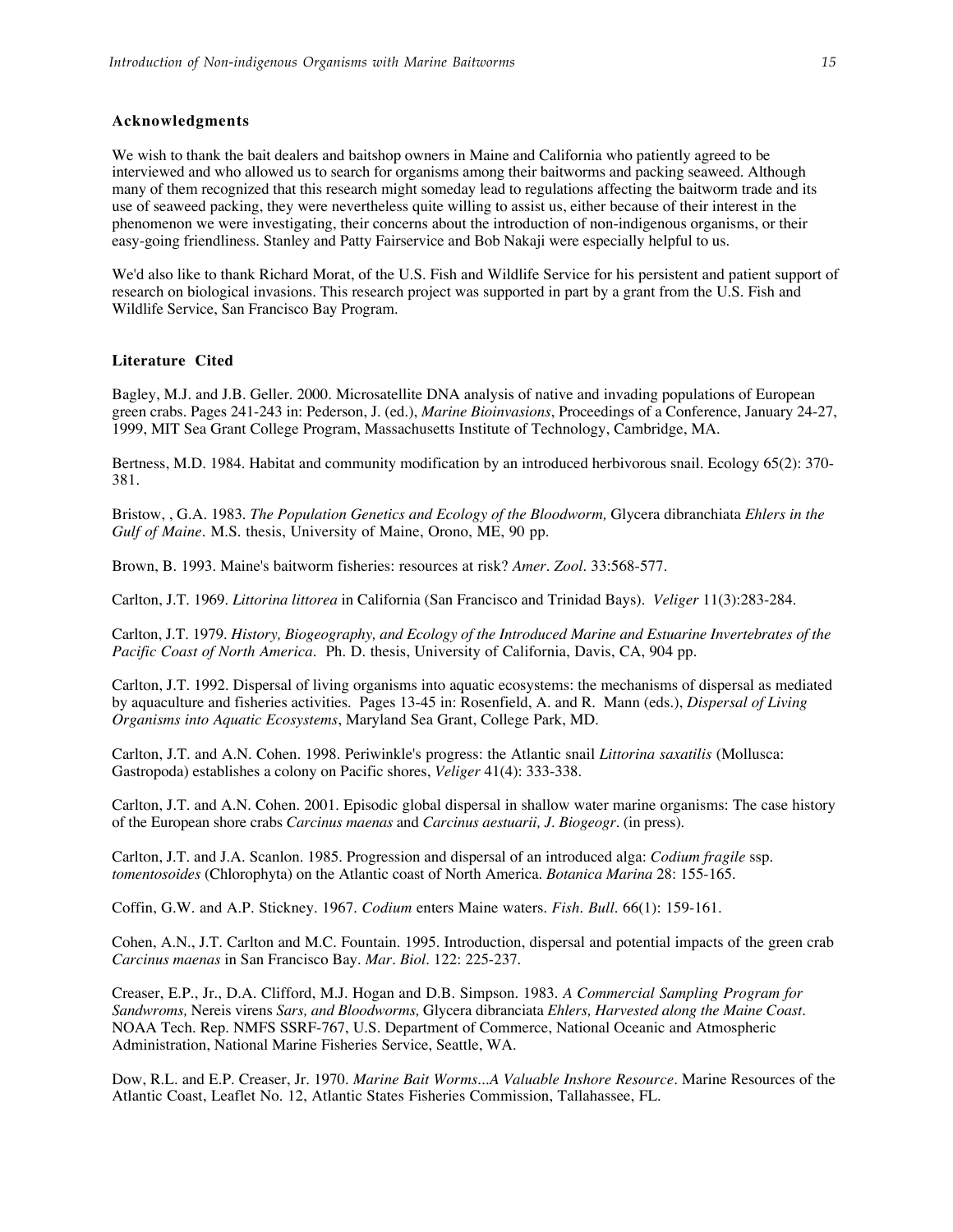## Acknowledgments

We wish to thank the bait dealers and baitshop owners in Maine and California who patiently agreed to be interviewed and who allowed us to search for organisms among their baitworms and packing seaweed. Although many of them recognized that this research might someday lead to regulations affecting the baitworm trade and its use of seaweed packing, they were nevertheless quite willing to assist us, either because of their interest in the phenomenon we were investigating, their concerns about the introduction of non-indigenous organisms, or their easy-going friendliness. Stanley and Patty Fairservice and Bob Nakaji were especially helpful to us.

We'd also like to thank Richard Morat, of the U.S. Fish and Wildlife Service for his persistent and patient support of research on biological invasions. This research project was supported in part by a grant from the U.S. Fish and Wildlife Service, San Francisco Bay Program.

## Literature Cited

Bagley, M.J. and J.B. Geller. 2000. Microsatellite DNA analysis of native and invading populations of European green crabs. Pages 241-243 in: Pederson, J. (ed.), *Marine Bioinvasions*, Proceedings of a Conference, January 24-27, 1999, MIT Sea Grant College Program, Massachusetts Institute of Technology, Cambridge, MA.

Bertness, M.D. 1984. Habitat and community modification by an introduced herbivorous snail. Ecology 65(2): 370-381.

Bristow, , G.A. 1983. *The Population Genetics and Ecology of the Bloodworm,* Glycera dibranchiata *Ehlers in the Gulf of Maine*. M.S. thesis, University of Maine, Orono, ME, 90 pp.

Brown, B. 1993. Maine's baitworm fisheries: resources at risk? *Amer. Zool.* 33:568-577.

Carlton, J.T. 1969. *Littorina littorea* in California (San Francisco and Trinidad Bays). *Veliger* 11(3):283-284.

Carlton, J.T. 1979. *History, Biogeography, and Ecology of the Introduced Marine and Estuarine Invertebrates of the Pacific Coast of North America*. Ph. D. thesis, University of California, Davis, CA, 904 pp.

Carlton, J.T. 1992. Dispersal of living organisms into aquatic ecosystems: the mechanisms of dispersal as mediated by aquaculture and fisheries activities. Pages 13-45 in: Rosenfield, A. and R. Mann (eds.), *Dispersal of Living Organisms into Aquatic Ecosystems*, Maryland Sea Grant, College Park, MD.

Carlton, J.T. and A.N. Cohen. 1998. Periwinkle's progress: the Atlantic snail *Littorina saxatilis* (Mollusca: Gastropoda) establishes a colony on Pacific shores, *Veliger* 41(4): 333-338.

Carlton, J.T. and A.N. Cohen. 2001. Episodic global dispersal in shallow water marine organisms: The case history of the European shore crabs *Carcinus maenas* and *Carcinus aestuarii, J. Biogeogr.* (in press).

Carlton, J.T. and J.A. Scanlon. 1985. Progression and dispersal of an introduced alga: *Codium fragile* ssp. *tomentosoides* (Chlorophyta) on the Atlantic coast of North America. *Botanica Marina* 28: 155-165.

Coffin, G.W. and A.P. Stickney. 1967. *Codium* enters Maine waters. *Fish. Bull.* 66(1): 159-161.

Cohen, A.N., J.T. Carlton and M.C. Fountain. 1995. Introduction, dispersal and potential impacts of the green crab *Carcinus maenas* in San Francisco Bay. *Mar. Biol.* 122: 225-237.

Creaser, E.P., Jr., D.A. Clifford, M.J. Hogan and D.B. Simpson. 1983. *A Commercial Sampling Program for Sandwroms,* Nereis virens *Sars, and Bloodworms,* Glycera dibranciata *Ehlers, Harvested along the Maine Coast*. NOAA Tech. Rep. NMFS SSRF-767, U.S. Department of Commerce, National Oceanic and Atmospheric Administration, National Marine Fisheries Service, Seattle, WA.

Dow, R.L. and E.P. Creaser, Jr. 1970. *Marine Bait Worms...A Valuable Inshore Resource*. Marine Resources of the Atlantic Coast, Leaflet No. 12, Atlantic States Fisheries Commission, Tallahassee, FL.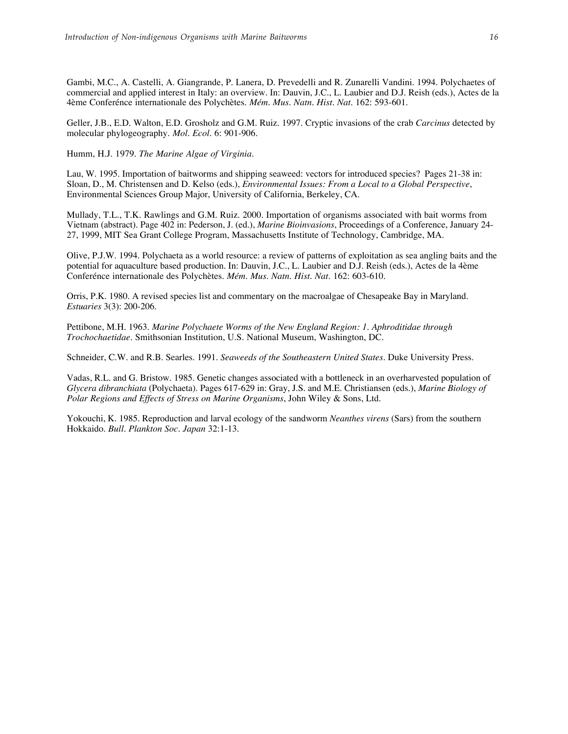Gambi, M.C., A. Castelli, A. Giangrande, P. Lanera, D. Prevedelli and R. Zunarelli Vandini. 1994. Polychaetes of commercial and applied interest in Italy: an overview. In: Dauvin, J.C., L. Laubier and D.J. Reish (eds.), Actes de la 4ème Conferénce internationale des Polychètes. *Mém. Mus. Natn. Hist. Nat.* 162: 593-601.

Geller, J.B., E.D. Walton, E.D. Grosholz and G.M. Ruiz. 1997. Cryptic invasions of the crab *Carcinus* detected by molecular phylogeography. *Mol. Ecol.* 6: 901-906.

Humm, H.J. 1979. *The Marine Algae of Virginia.*

Lau, W. 1995. Importation of baitworms and shipping seaweed: vectors for introduced species? Pages 21-38 in: Sloan, D., M. Christensen and D. Kelso (eds.), *Environmental Issues: From a Local to a Global Perspective*, Environmental Sciences Group Major, University of California, Berkeley, CA.

Mullady, T.L., T.K. Rawlings and G.M. Ruiz. 2000. Importation of organisms associated with bait worms from Vietnam (abstract). Page 402 in: Pederson, J. (ed.), *Marine Bioinvasions*, Proceedings of a Conference, January 24-27, 1999, MIT Sea Grant College Program, Massachusetts Institute of Technology, Cambridge, MA.

Olive, P.J.W. 1994. Polychaeta as a world resource: a review of patterns of exploitation as sea angling baits and the potential for aquaculture based production. In: Dauvin, J.C., L. Laubier and D.J. Reish (eds.), Actes de la 4ème Conferénce internationale des Polychètes. *Mém. Mus. Natn. Hist. Nat.* 162: 603-610.

Orris, P.K. 1980. A revised species list and commentary on the macroalgae of Chesapeake Bay in Maryland. *Estuaries* 3(3): 200-206.

Pettibone, M.H. 1963. *Marine Polychaete Worms of the New England Region: 1. Aphroditidae through Trochochaetidae.* Smithsonian Institution, U.S. National Museum, Washington, DC.

Schneider, C.W. and R.B. Searles. 1991. *Seaweeds of the Southeastern United States.* Duke University Press.

Vadas, R.L. and G. Bristow. 1985. Genetic changes associated with a bottleneck in an overharvested population of *Glycera dibranchiata* (Polychaeta). Pages 617-629 in: Gray, J.S. and M.E. Christiansen (eds.), *Marine Biology of Polar Regions and Effects of Stress on Marine Organisms*, John Wiley & Sons, Ltd.

Yokouchi, K. 1985. Reproduction and larval ecology of the sandworm *Neanthes virens* (Sars) from the southern Hokkaido. *Bull. Plankton Soc. Japan* 32:1-13.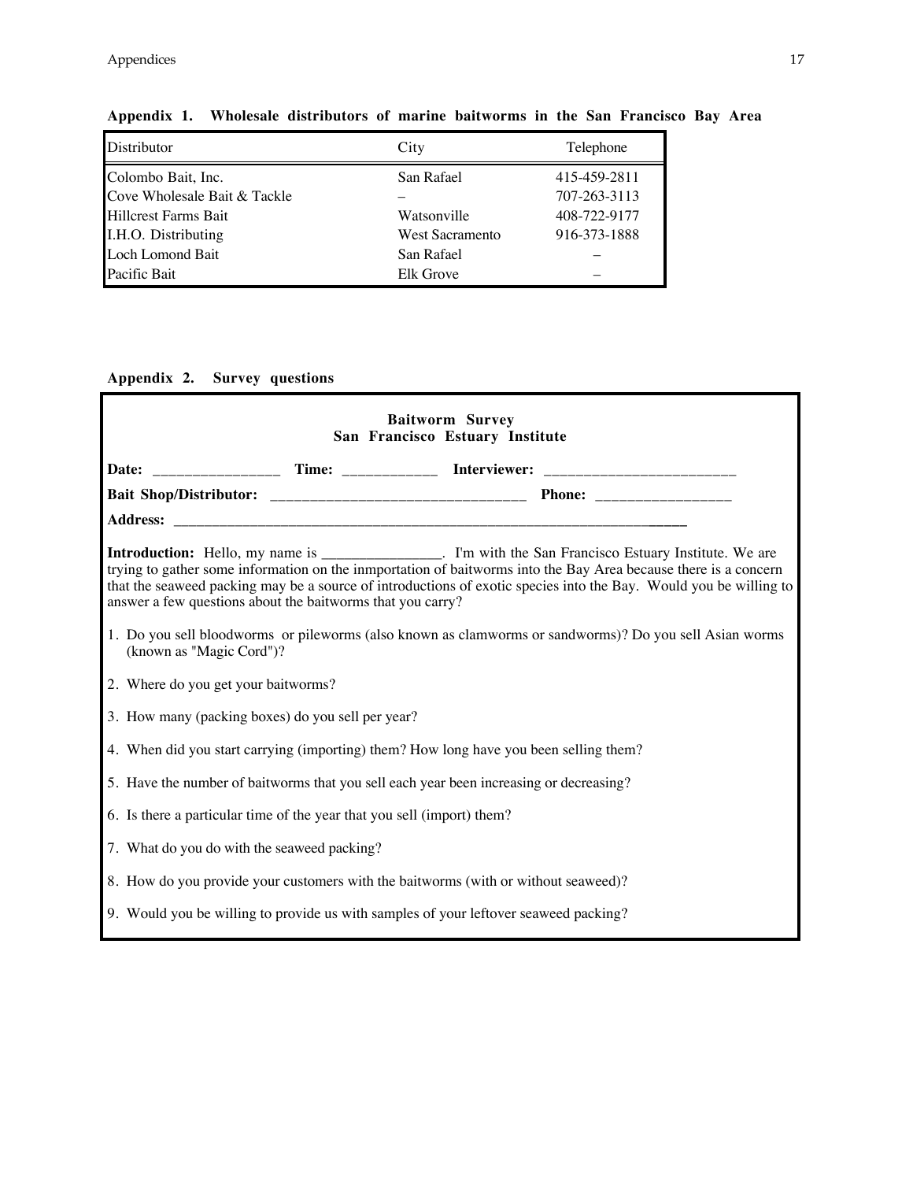**Appendix 1. Wholesale distributors of marine baitworms in the San Francisco Bay Area**

| Distributor | City | Telephone |
|---|---|---|
| Colombo Bait, Inc. | San Rafael | 415-459-2811 |
| Cove Wholesale Bait & Tackle | – | 707-263-3113 |
| Hillcrest Farms Bait | Watsonville | 408-722-9177 |
| I.H.O. Distributing | West Sacramento | 916-373-1888 |
| Loch Lomond Bait | San Rafael | – |
| Pacific Bait | Elk Grove | – |

**Appendix 2. Survey questions**

**Baitworm Survey**
**San Francisco Estuary Institute**

**Date:** ________________ **Time:** ____________ **Interviewer:** ________________________

**Bait Shop/Distributor:** ________________________________ **Phone:** _________________

**Address:** ____________________________________________________________________

**Introduction:** Hello, my name is ________________. I'm with the San Francisco Estuary Institute. We are trying to gather some information on the inmportation of baitworms into the Bay Area because there is a concern that the seaweed packing may be a source of introductions of exotic species into the Bay. Would you be willing to answer a few questions about the baitworms that you carry?

1. Do you sell bloodworms or pileworms (also known as clamworms or sandworms)? Do you sell Asian worms (known as "Magic Cord")?
2. Where do you get your baitworms?
3. How many (packing boxes) do you sell per year?
4. When did you start carrying (importing) them? How long have you been selling them?
5. Have the number of baitworms that you sell each year been increasing or decreasing?
6. Is there a particular time of the year that you sell (import) them?
7. What do you do with the seaweed packing?
8. How do you provide your customers with the baitworms (with or without seaweed)?
9. Would you be willing to provide us with samples of your leftover seaweed packing?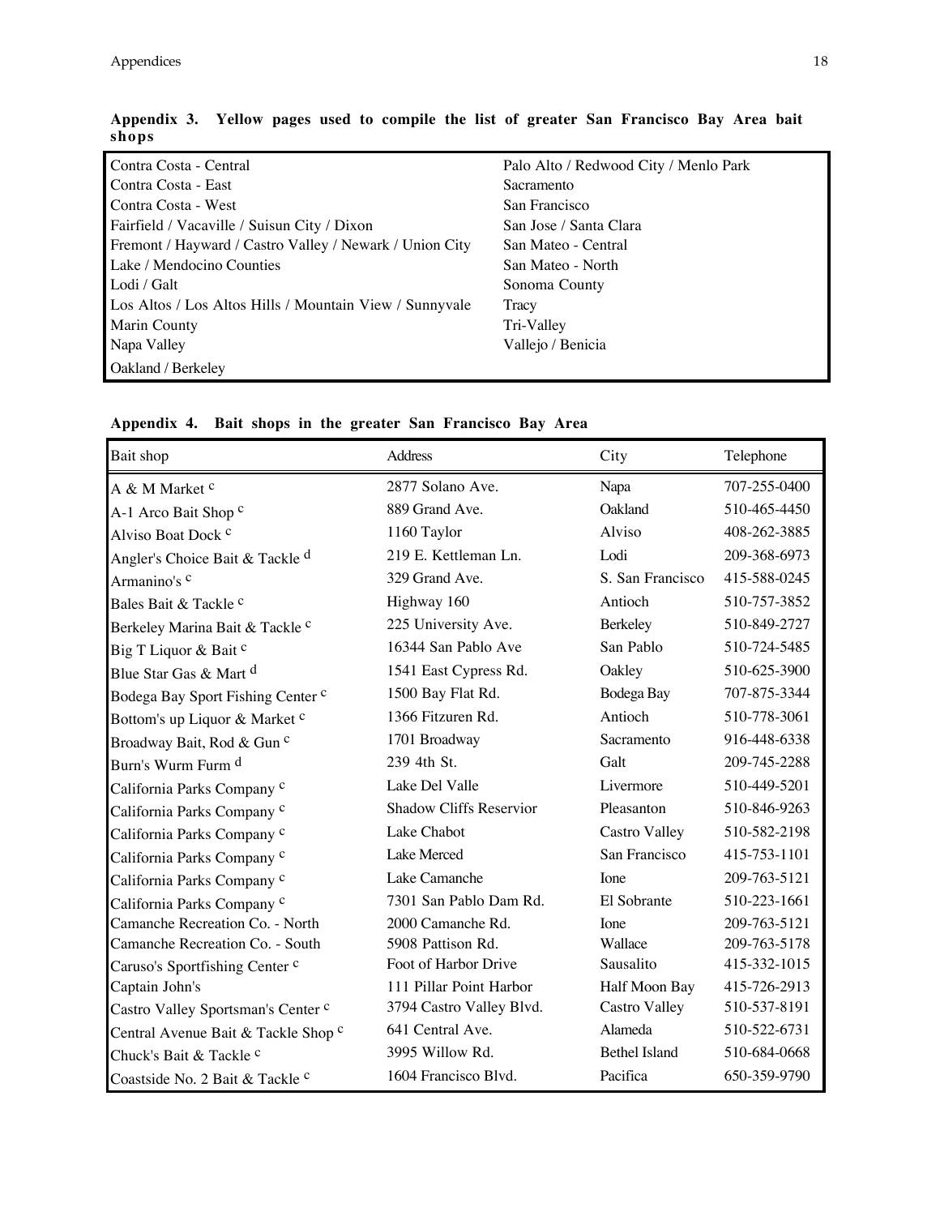**Appendix 3. Yellow pages used to compile the list of greater San Francisco Bay Area bait shops**

| | |
|---|---|
| Contra Costa - Central | Palo Alto / Redwood City / Menlo Park |
| Contra Costa - East | Sacramento |
| Contra Costa - West | San Francisco |
| Fairfield / Vacaville / Suisun City / Dixon | San Jose / Santa Clara |
| Fremont / Hayward / Castro Valley / Newark / Union City | San Mateo - Central |
| Lake / Mendocino Counties | San Mateo - North |
| Lodi / Galt | Sonoma County |
| Los Altos / Los Altos Hills / Mountain View / Sunnyvale | Tracy |
| Marin County | Tri-Valley |
| Napa Valley | Vallejo / Benicia |
| Oakland / Berkeley | |

**Appendix 4. Bait shops in the greater San Francisco Bay Area**

| Bait shop | Address | City | Telephone |
|---|---|---|---|
| A & M Market [c] | 2877 Solano Ave. | Napa | 707-255-0400 |
| A-1 Arco Bait Shop [c] | 889 Grand Ave. | Oakland | 510-465-4450 |
| Alviso Boat Dock [c] | 1160 Taylor | Alviso | 408-262-3885 |
| Angler's Choice Bait & Tackle [d] | 219 E. Kettleman Ln. | Lodi | 209-368-6973 |
| Armanino's [c] | 329 Grand Ave. | S. San Francisco | 415-588-0245 |
| Bales Bait & Tackle [c] | Highway 160 | Antioch | 510-757-3852 |
| Berkeley Marina Bait & Tackle [c] | 225 University Ave. | Berkeley | 510-849-2727 |
| Big T Liquor & Bait [c] | 16344 San Pablo Ave | San Pablo | 510-724-5485 |
| Blue Star Gas & Mart [d] | 1541 East Cypress Rd. | Oakley | 510-625-3900 |
| Bodega Bay Sport Fishing Center [c] | 1500 Bay Flat Rd. | Bodega Bay | 707-875-3344 |
| Bottom's up Liquor & Market [c] | 1366 Fitzuren Rd. | Antioch | 510-778-3061 |
| Broadway Bait, Rod & Gun [c] | 1701 Broadway | Sacramento | 916-448-6338 |
| Burn's Wurm Furm [d] | 239 4th St. | Galt | 209-745-2288 |
| California Parks Company [c] | Lake Del Valle | Livermore | 510-449-5201 |
| California Parks Company [c] | Shadow Cliffs Reservior | Pleasanton | 510-846-9263 |
| California Parks Company [c] | Lake Chabot | Castro Valley | 510-582-2198 |
| California Parks Company [c] | Lake Merced | San Francisco | 415-753-1101 |
| California Parks Company [c] | Lake Camanche | Ione | 209-763-5121 |
| California Parks Company [c] | 7301 San Pablo Dam Rd. | El Sobrante | 510-223-1661 |
| Camanche Recreation Co. - North | 2000 Camanche Rd. | Ione | 209-763-5121 |
| Camanche Recreation Co. - South | 5908 Pattison Rd. | Wallace | 209-763-5178 |
| Caruso's Sportfishing Center [c] | Foot of Harbor Drive | Sausalito | 415-332-1015 |
| Captain John's | 111 Pillar Point Harbor | Half Moon Bay | 415-726-2913 |
| Castro Valley Sportsman's Center [c] | 3794 Castro Valley Blvd. | Castro Valley | 510-537-8191 |
| Central Avenue Bait & Tackle Shop [c] | 641 Central Ave. | Alameda | 510-522-6731 |
| Chuck's Bait & Tackle [c] | 3995 Willow Rd. | Bethel Island | 510-684-0668 |
| Coastside No. 2 Bait & Tackle [c] | 1604 Francisco Blvd. | Pacifica | 650-359-9790 |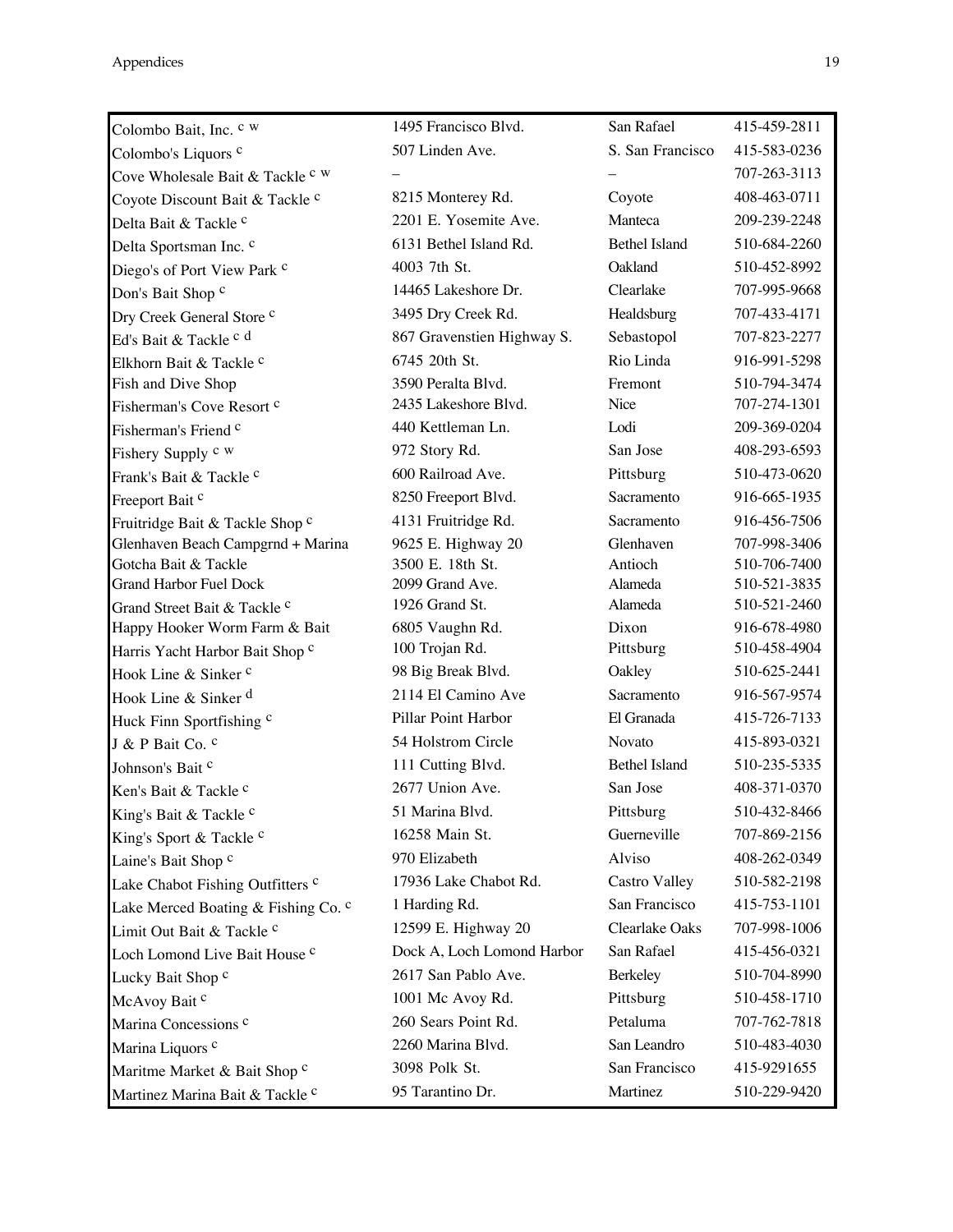| | | | |
|---|---|---|---|
| Colombo Bait, Inc. [c w] | 1495 Francisco Blvd. | San Rafael | 415-459-2811 |
| Colombo's Liquors [c] | 507 Linden Ave. | S. San Francisco | 415-583-0236 |
| Cove Wholesale Bait & Tackle [c w] | – | – | 707-263-3113 |
| Coyote Discount Bait & Tackle [c] | 8215 Monterey Rd. | Coyote | 408-463-0711 |
| Delta Bait & Tackle [c] | 2201 E. Yosemite Ave. | Manteca | 209-239-2248 |
| Delta Sportsman Inc. [c] | 6131 Bethel Island Rd. | Bethel Island | 510-684-2260 |
| Diego's of Port View Park [c] | 4003 7th St. | Oakland | 510-452-8992 |
| Don's Bait Shop [c] | 14465 Lakeshore Dr. | Clearlake | 707-995-9668 |
| Dry Creek General Store [c] | 3495 Dry Creek Rd. | Healdsburg | 707-433-4171 |
| Ed's Bait & Tackle [c d] | 867 Gravenstien Highway S. | Sebastopol | 707-823-2277 |
| Elkhorn Bait & Tackle [c] | 6745 20th St. | Rio Linda | 916-991-5298 |
| Fish and Dive Shop | 3590 Peralta Blvd. | Fremont | 510-794-3474 |
| Fisherman's Cove Resort [c] | 2435 Lakeshore Blvd. | Nice | 707-274-1301 |
| Fisherman's Friend [c] | 440 Kettleman Ln. | Lodi | 209-369-0204 |
| Fishery Supply [c w] | 972 Story Rd. | San Jose | 408-293-6593 |
| Frank's Bait & Tackle [c] | 600 Railroad Ave. | Pittsburg | 510-473-0620 |
| Freeport Bait [c] | 8250 Freeport Blvd. | Sacramento | 916-665-1935 |
| Fruitridge Bait & Tackle Shop [c] | 4131 Fruitridge Rd. | Sacramento | 916-456-7506 |
| Glenhaven Beach Campgrnd + Marina | 9625 E. Highway 20 | Glenhaven | 707-998-3406 |
| Gotcha Bait & Tackle | 3500 E. 18th St. | Antioch | 510-706-7400 |
| Grand Harbor Fuel Dock | 2099 Grand Ave. | Alameda | 510-521-3835 |
| Grand Street Bait & Tackle [c] | 1926 Grand St. | Alameda | 510-521-2460 |
| Happy Hooker Worm Farm & Bait | 6805 Vaughn Rd. | Dixon | 916-678-4980 |
| Harris Yacht Harbor Bait Shop [c] | 100 Trojan Rd. | Pittsburg | 510-458-4904 |
| Hook Line & Sinker [c] | 98 Big Break Blvd. | Oakley | 510-625-2441 |
| Hook Line & Sinker [d] | 2114 El Camino Ave | Sacramento | 916-567-9574 |
| Huck Finn Sportfishing [c] | Pillar Point Harbor | El Granada | 415-726-7133 |
| J & P Bait Co. [c] | 54 Holstrom Circle | Novato | 415-893-0321 |
| Johnson's Bait [c] | 111 Cutting Blvd. | Bethel Island | 510-235-5335 |
| Ken's Bait & Tackle [c] | 2677 Union Ave. | San Jose | 408-371-0370 |
| King's Bait & Tackle [c] | 51 Marina Blvd. | Pittsburg | 510-432-8466 |
| King's Sport & Tackle [c] | 16258 Main St. | Guerneville | 707-869-2156 |
| Laine's Bait Shop [c] | 970 Elizabeth | Alviso | 408-262-0349 |
| Lake Chabot Fishing Outfitters [c] | 17936 Lake Chabot Rd. | Castro Valley | 510-582-2198 |
| Lake Merced Boating & Fishing Co. [c] | 1 Harding Rd. | San Francisco | 415-753-1101 |
| Limit Out Bait & Tackle [c] | 12599 E. Highway 20 | Clearlake Oaks | 707-998-1006 |
| Loch Lomond Live Bait House [c] | Dock A, Loch Lomond Harbor | San Rafael | 415-456-0321 |
| Lucky Bait Shop [c] | 2617 San Pablo Ave. | Berkeley | 510-704-8990 |
| McAvoy Bait [c] | 1001 Mc Avoy Rd. | Pittsburg | 510-458-1710 |
| Marina Concessions [c] | 260 Sears Point Rd. | Petaluma | 707-762-7818 |
| Marina Liquors [c] | 2260 Marina Blvd. | San Leandro | 510-483-4030 |
| Maritme Market & Bait Shop [c] | 3098 Polk St. | San Francisco | 415-9291655 |
| Martinez Marina Bait & Tackle [c] | 95 Tarantino Dr. | Martinez | 510-229-9420 |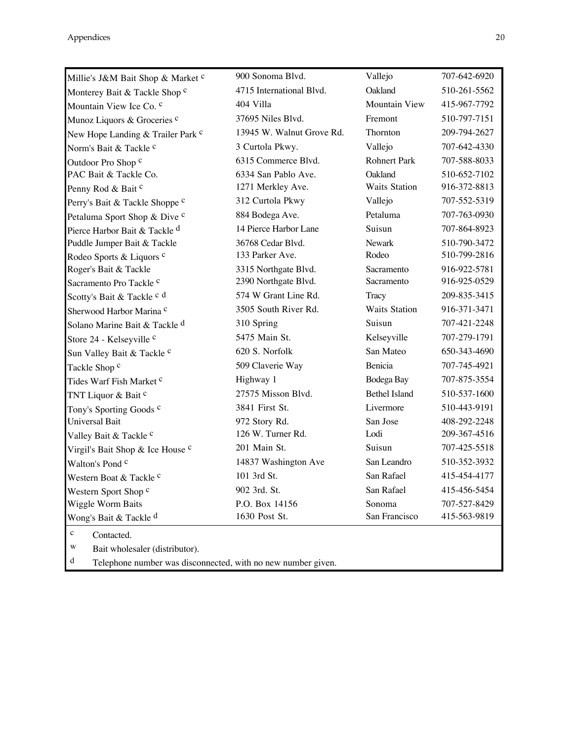| | | | |
|---|---|---|---|
| Millie's J&M Bait Shop & Market [c] | 900 Sonoma Blvd. | Vallejo | 707-642-6920 |
| Monterey Bait & Tackle Shop [c] | 4715 International Blvd. | Oakland | 510-261-5562 |
| Mountain View Ice Co. [c] | 404 Villa | Mountain View | 415-967-7792 |
| Munoz Liquors & Groceries [c] | 37695 Niles Blvd. | Fremont | 510-797-7151 |
| New Hope Landing & Trailer Park [c] | 13945 W. Walnut Grove Rd. | Thornton | 209-794-2627 |
| Norm's Bait & Tackle [c] | 3 Curtola Pkwy. | Vallejo | 707-642-4330 |
| Outdoor Pro Shop [c] | 6315 Commerce Blvd. | Rohnert Park | 707-588-8033 |
| PAC Bait & Tackle Co. | 6334 San Pablo Ave. | Oakland | 510-652-7102 |
| Penny Rod & Bait [c] | 1271 Merkley Ave. | Waits Station | 916-372-8813 |
| Perry's Bait & Tackle Shoppe [c] | 312 Curtola Pkwy | Vallejo | 707-552-5319 |
| Petaluma Sport Shop & Dive [c] | 884 Bodega Ave. | Petaluma | 707-763-0930 |
| Pierce Harbor Bait & Tackle [d] | 14 Pierce Harbor Lane | Suisun | 707-864-8923 |
| Puddle Jumper Bait & Tackle | 36768 Cedar Blvd. | Newark | 510-790-3472 |
| Rodeo Sports & Liquors [c] | 133 Parker Ave. | Rodeo | 510-799-2816 |
| Roger's Bait & Tackle | 3315 Northgate Blvd. | Sacramento | 916-922-5781 |
| Sacramento Pro Tackle [c] | 2390 Northgate Blvd. | Sacramento | 916-925-0529 |
| Scotty's Bait & Tackle [c d] | 574 W Grant Line Rd. | Tracy | 209-835-3415 |
| Sherwood Harbor Marina [c] | 3505 South River Rd. | Waits Station | 916-371-3471 |
| Solano Marine Bait & Tackle [d] | 310 Spring | Suisun | 707-421-2248 |
| Store 24 - Kelseyville [c] | 5475 Main St. | Kelseyville | 707-279-1791 |
| Sun Valley Bait & Tackle [c] | 620 S. Norfolk | San Mateo | 650-343-4690 |
| Tackle Shop [c] | 509 Claverie Way | Benicia | 707-745-4921 |
| Tides Warf Fish Market [c] | Highway 1 | Bodega Bay | 707-875-3554 |
| TNT Liquor & Bait [c] | 27575 Misson Blvd. | Bethel Island | 510-537-1600 |
| Tony's Sporting Goods [c] | 3841 First St. | Livermore | 510-443-9191 |
| Universal Bait | 972 Story Rd. | San Jose | 408-292-2248 |
| Valley Bait & Tackle [c] | 126 W. Turner Rd. | Lodi | 209-367-4516 |
| Virgil's Bait Shop & Ice House [c] | 201 Main St. | Suisun | 707-425-5518 |
| Walton's Pond [c] | 14837 Washington Ave | San Leandro | 510-352-3932 |
| Western Boat & Tackle [c] | 101 3rd St. | San Rafael | 415-454-4177 |
| Western Sport Shop [c] | 902 3rd. St. | San Rafael | 415-456-5454 |
| Wiggle Worm Baits | P.O. Box 14156 | Sonoma | 707-527-8429 |
| Wong's Bait & Tackle [d] | 1630 Post St. | San Francisco | 415-563-9819 |

[c] Contacted.

[w] Bait wholesaler (distributor).

[d] Telephone number was disconnected, with no new number given.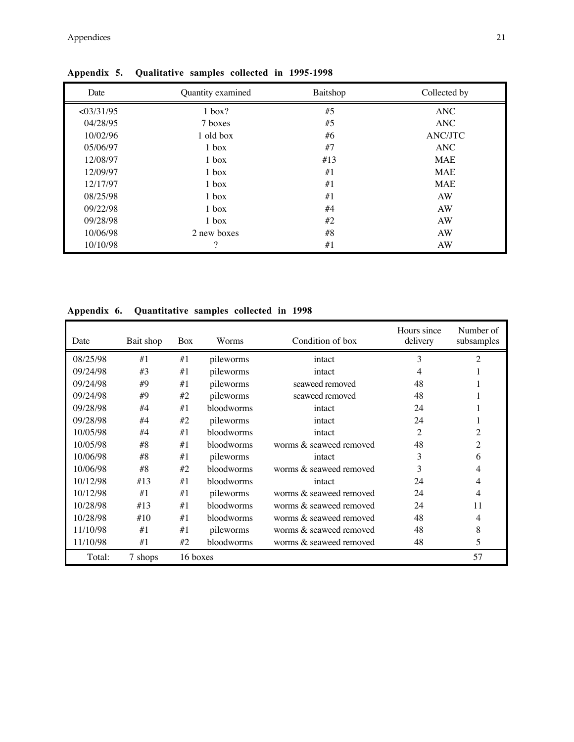## Appendix 5. Qualitative samples collected in 1995-1998

| Date | Quantity examined | Baitshop | Collected by |
|---|---|---|---|
| <03/31/95 | 1 box? | #5 | ANC |
| 04/28/95 | 7 boxes | #5 | ANC |
| 10/02/96 | 1 old box | #6 | ANC/JTC |
| 05/06/97 | 1 box | #7 | ANC |
| 12/08/97 | 1 box | #13 | MAE |
| 12/09/97 | 1 box | #1 | MAE |
| 12/17/97 | 1 box | #1 | MAE |
| 08/25/98 | 1 box | #1 | AW |
| 09/22/98 | 1 box | #4 | AW |
| 09/28/98 | 1 box | #2 | AW |
| 10/06/98 | 2 new boxes | #8 | AW |
| 10/10/98 | ? | #1 | AW |

## Appendix 6. Quantitative samples collected in 1998

| Date | Bait shop | Box | Worms | Condition of box | Hours since delivery | Number of subsamples |
|---|---|---|---|---|---|---|
| 08/25/98 | #1 | #1 | pileworms | intact | 3 | 2 |
| 09/24/98 | #3 | #1 | pileworms | intact | 4 | 1 |
| 09/24/98 | #9 | #1 | pileworms | seaweed removed | 48 | 1 |
| 09/24/98 | #9 | #2 | pileworms | seaweed removed | 48 | 1 |
| 09/28/98 | #4 | #1 | bloodworms | intact | 24 | 1 |
| 09/28/98 | #4 | #2 | pileworms | intact | 24 | 1 |
| 10/05/98 | #4 | #1 | bloodworms | intact | 2 | 2 |
| 10/05/98 | #8 | #1 | bloodworms | worms & seaweed removed | 48 | 2 |
| 10/06/98 | #8 | #1 | pileworms | intact | 3 | 6 |
| 10/06/98 | #8 | #2 | bloodworms | worms & seaweed removed | 3 | 4 |
| 10/12/98 | #13 | #1 | bloodworms | intact | 24 | 4 |
| 10/12/98 | #1 | #1 | pileworms | worms & seaweed removed | 24 | 4 |
| 10/28/98 | #13 | #1 | bloodworms | worms & seaweed removed | 24 | 11 |
| 10/28/98 | #10 | #1 | bloodworms | worms & seaweed removed | 48 | 4 |
| 11/10/98 | #1 | #1 | pileworms | worms & seaweed removed | 48 | 8 |
| 11/10/98 | #1 | #2 | bloodworms | worms & seaweed removed | 48 | 5 |
| Total: | 7 shops | 16 boxes | | | | 57 |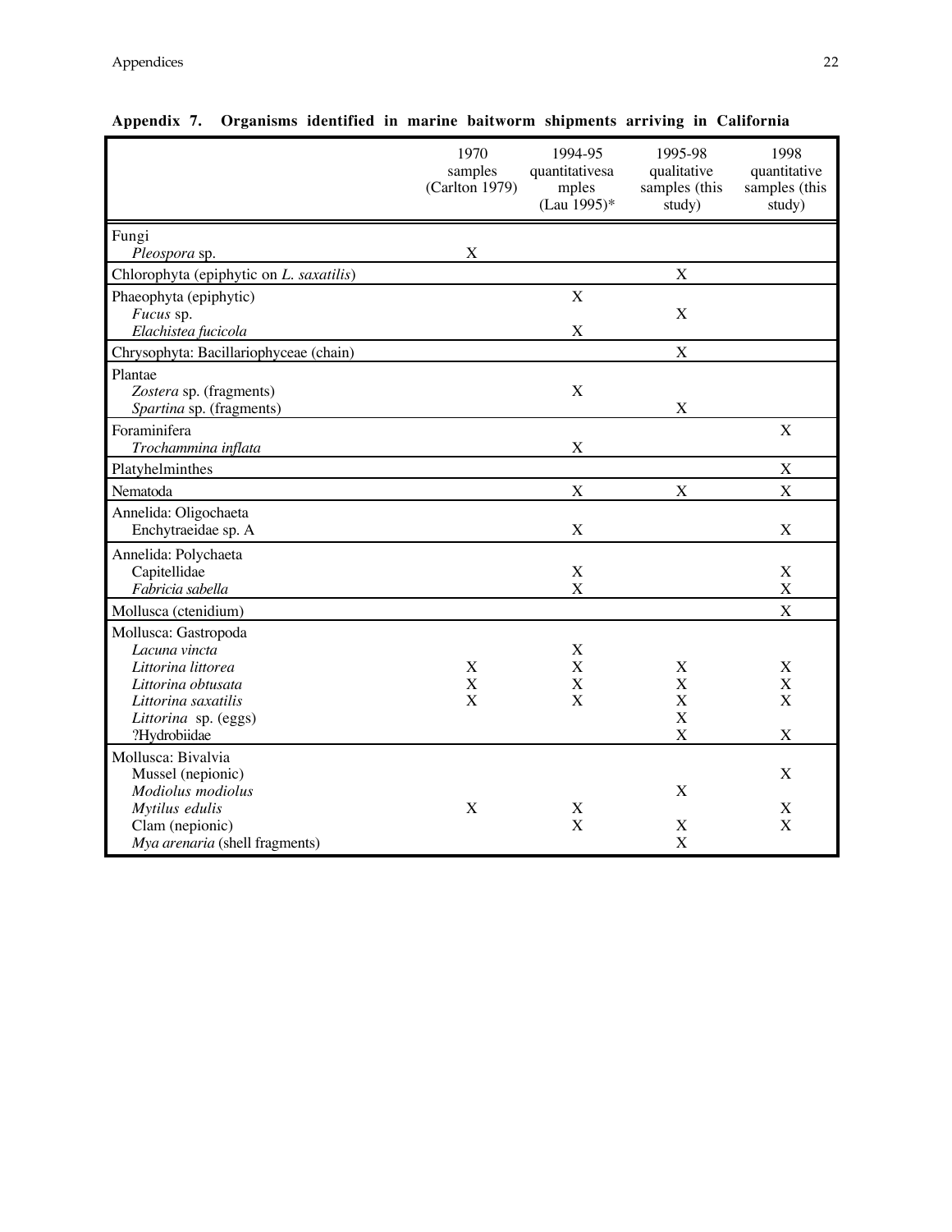**Appendix 7. Organisms identified in marine baitworm shipments arriving in California**

| | 1970 samples (Carlton 1979) | 1994-95 quantitativesa mples (Lau 1995)* | 1995-98 qualitative samples (this study) | 1998 quantitative samples (this study) |
|---|---|---|---|---|
| Fungi | | | | |
| *Pleospora* sp. | X | | | |
| Chlorophyta (epiphytic on *L. saxatilis*) | | | X | |
| Phaeophyta (epiphytic) | | X | | |
| *Fucus* sp. | | | X | |
| *Elachistea fucicola* | | X | | |
| Chrysophyta: Bacillariophyceae (chain) | | | X | |
| Plantae | | | | |
| *Zostera* sp. (fragments) | | X | | |
| *Spartina* sp. (fragments) | | | X | |
| Foraminifera | | | | X |
| *Trochammina inflata* | | X | | |
| Platyhelminthes | | | | X |
| Nematoda | | X | X | X |
| Annelida: Oligochaeta | | | | |
| Enchytraeidae sp. A | | X | | X |
| Annelida: Polychaeta | | | | |
| Capitellidae | | X | | X |
| *Fabricia sabella* | | X | | X |
| Mollusca (ctenidium) | | | | X |
| Mollusca: Gastropoda | | | | |
| *Lacuna vincta* | | X | | |
| *Littorina littorea* | X | X | X | X |
| *Littorina obtusata* | X | X | X | X |
| *Littorina saxatilis* | X | X | X | X |
| *Littorina* sp. (eggs) | | | X | |
| ?Hydrobiidae | | | X | X |
| Mollusca: Bivalvia | | | | |
| Mussel (nepionic) | | | | X |
| *Modiolus modiolus* | | | X | |
| *Mytilus edulis* | X | X | | X |
| Clam (nepionic) | | X | X | X |
| *Mya arenaria* (shell fragments) | | | X | |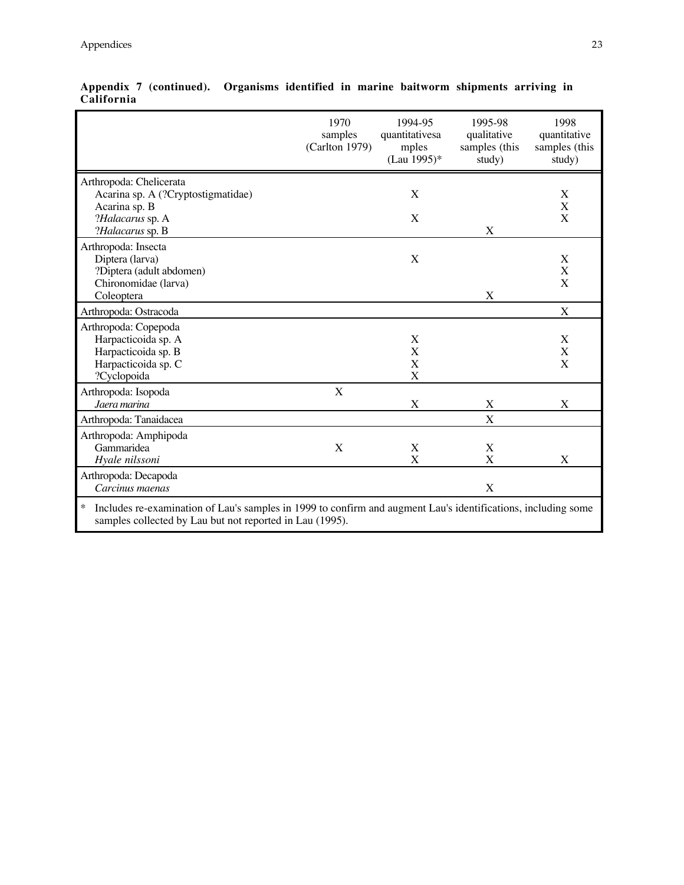**Appendix 7 (continued). Organisms identified in marine baitworm shipments arriving in California**

| | 1970 samples (Carlton 1979) | 1994-95 quantitativesa mples (Lau 1995)* | 1995-98 qualitative samples (this study) | 1998 quantitative samples (this study) |
|---|---|---|---|---|
| Arthropoda: Chelicerata | | | | |
| Acarina sp. A (?Cryptostigmatidae) | | X | | X |
| Acarina sp. B | | | | X |
| ?*Halacarus* sp. A | | X | | X |
| ?*Halacarus* sp. B | | | X | |
| Arthropoda: Insecta | | | | |
| Diptera (larva) | | X | | X |
| ?Diptera (adult abdomen) | | | | X |
| Chironomidae (larva) | | | | X |
| Coleoptera | | | X | |
| Arthropoda: Ostracoda | | | | X |
| Arthropoda: Copepoda | | | | |
| Harpacticoida sp. A | | X | | X |
| Harpacticoida sp. B | | X | | X |
| Harpacticoida sp. C | | X | | X |
| ?Cyclopoida | | X | | |
| Arthropoda: Isopoda | X | | | |
| *Jaera marina* | | X | X | X |
| Arthropoda: Tanaidacea | | | X | |
| Arthropoda: Amphipoda | | | | |
| Gammaridea | X | X | X | |
| *Hyale nilssoni* | | X | X | X |
| Arthropoda: Decapoda | | | | |
| *Carcinus maenas* | | | X | |

\* Includes re-examination of Lau's samples in 1999 to confirm and augment Lau's identifications, including some samples collected by Lau but not reported in Lau (1995).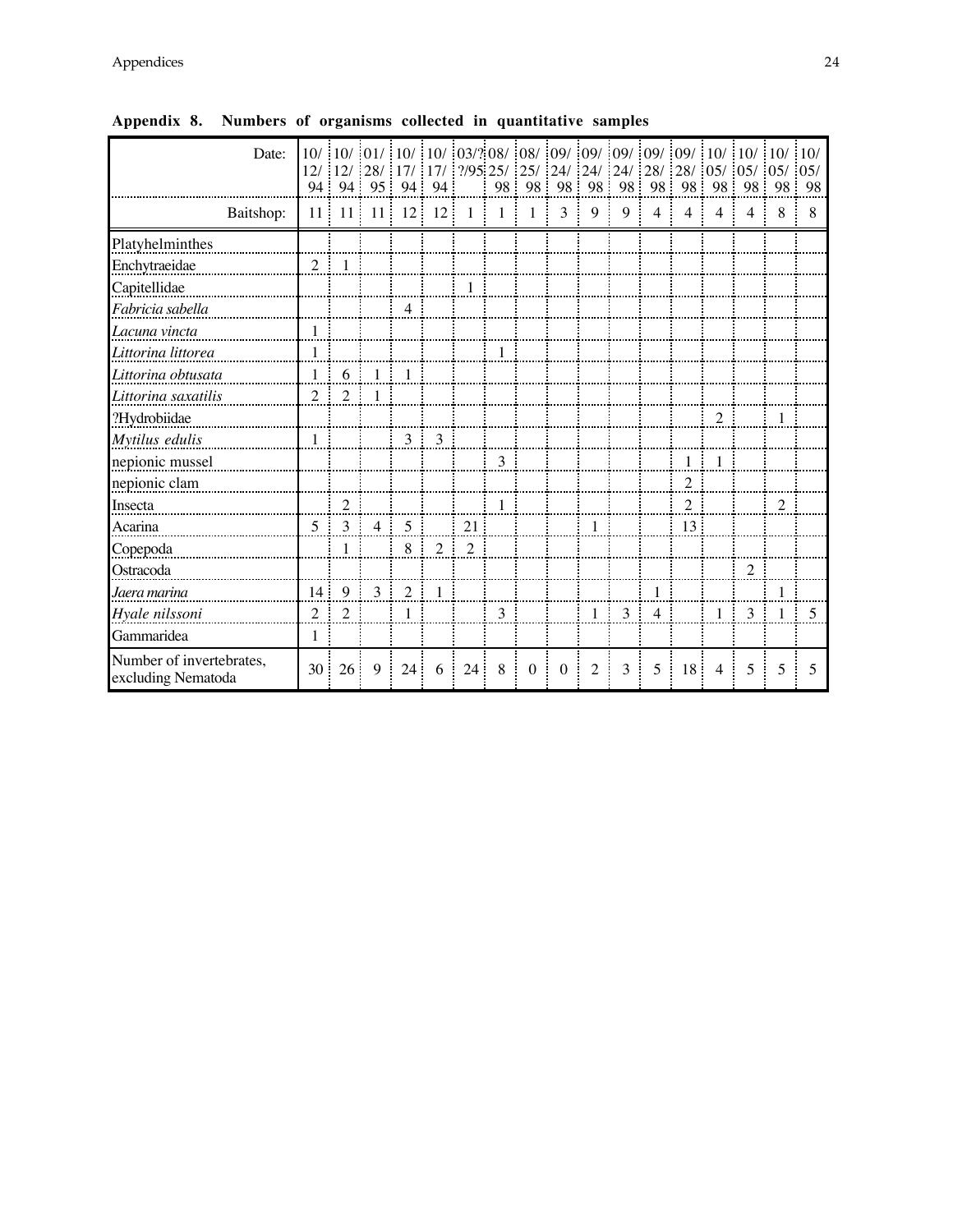**Appendix 8. Numbers of organisms collected in quantitative samples**

| Date: | 10/12/94 | 10/12/94 | 01/28/95 | 10/17/94 | 10/17/94 | 03/?/?/95 | 08/25/98 | 08/25/98 | 09/24/98 | 09/24/98 | 09/24/98 | 09/28/98 | 09/28/98 | 10/05/98 | 10/05/98 | 10/05/98 | 10/05/98 |
|---|---|---|---|---|---|---|---|---|---|---|---|---|---|---|---|---|---|
| Baitshop: | 11 | 11 | 11 | 12 | 12 | 1 | 1 | 1 | 3 | 9 | 9 | 4 | 4 | 4 | 4 | 8 | 8 |
| Platyhelminthes | | | | | | | | | | | | | | | | | |
| Enchytraeidae | 2 | 1 | | | | | | | | | | | | | | | |
| Capitellidae | | | | | | 1 | | | | | | | | | | | |
| *Fabricia sabella* | | | | 4 | | | | | | | | | | | | | |
| *Lacuna vincta* | 1 | | | | | | | | | | | | | | | | |
| *Littorina littorea* | 1 | | | | | | 1 | | | | | | | | | | |
| *Littorina obtusata* | 1 | 6 | 1 | 1 | | | | | | | | | | | | | |
| *Littorina saxatilis* | 2 | 2 | 1 | | | | | | | | | | | | | | |
| ?Hydrobiidae | | | | | | | | | | | | | | 2 | | 1 | |
| *Mytilus edulis* | 1 | | | 3 | 3 | | | | | | | | | | | | |
| nepionic mussel | | | | | | | 3 | | | | | | 1 | 1 | | | |
| nepionic clam | | | | | | | | | | | | | 2 | | | | |
| Insecta | | 2 | | | | | 1 | | | | | | 2 | | | 2 | |
| Acarina | 5 | 3 | 4 | 5 | | 21 | | | | 1 | | | 13 | | | | |
| Copepoda | | 1 | | 8 | 2 | 2 | | | | | | | | | | | |
| Ostracoda | | | | | | | | | | | | | | | 2 | | |
| *Jaera marina* | 14 | 9 | 3 | 2 | 1 | | | | | | | 1 | | | | 1 | |
| *Hyale nilssoni* | 2 | 2 | | 1 | | | 3 | | | 1 | 3 | 4 | | 1 | 3 | 1 | 5 |
| Gammaridea | 1 | | | | | | | | | | | | | | | | |
| Number of invertebrates, excluding Nematoda | 30 | 26 | 9 | 24 | 6 | 24 | 8 | 0 | 0 | 2 | 3 | 5 | 18 | 4 | 5 | 5 | 5 |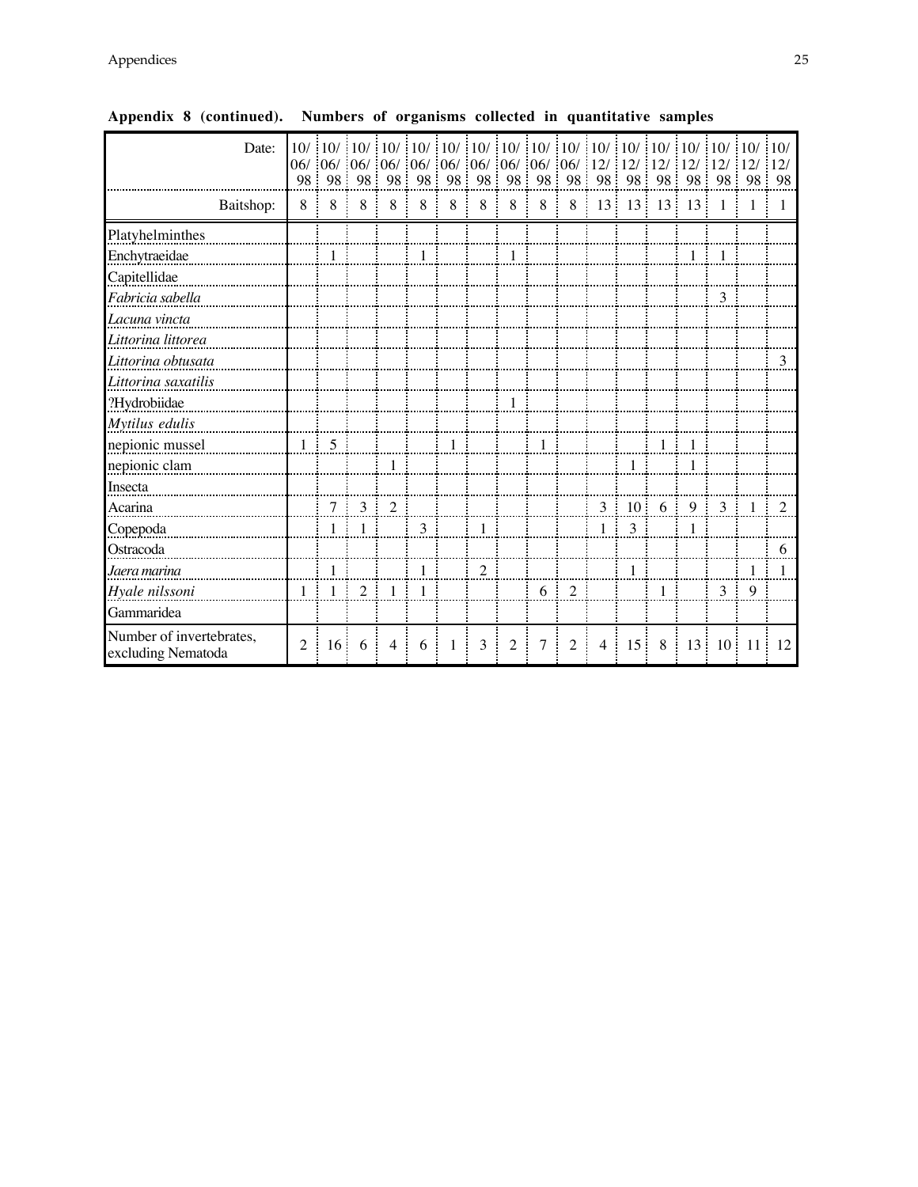**Appendix 8 (continued). Numbers of organisms collected in quantitative samples**

| Date: | 10/06/98 | 10/06/98 | 10/06/98 | 10/06/98 | 10/06/98 | 10/06/98 | 10/06/98 | 10/06/98 | 10/06/98 | 10/06/98 | 10/12/98 | 10/12/98 | 10/12/98 | 10/12/98 | 10/12/98 | 10/12/98 | 10/12/98 |
|---|---|---|---|---|---|---|---|---|---|---|---|---|---|---|---|---|---|
| Baitshop: | 8 | 8 | 8 | 8 | 8 | 8 | 8 | 8 | 8 | 8 | 13 | 13 | 13 | 13 | 1 | 1 | 1 |
| Platyhelminthes | | | | | | | | | | | | | | | | | |
| Enchytraeidae | | 1 | | | 1 | | | 1 | | | | | | 1 | 1 | | |
| Capitellidae | | | | | | | | | | | | | | | | | |
| *Fabricia sabella* | | | | | | | | | | | | | | | 3 | | |
| *Lacuna vincta* | | | | | | | | | | | | | | | | | |
| *Littorina littorea* | | | | | | | | | | | | | | | | | |
| *Littorina obtusata* | | | | | | | | | | | | | | | | | 3 |
| *Littorina saxatilis* | | | | | | | | | | | | | | | | | |
| ?Hydrobiidae | | | | | | | | 1 | | | | | | | | | |
| *Mytilus edulis* | | | | | | | | | | | | | | | | | |
| nepionic mussel | 1 | 5 | | | | 1 | | | 1 | | | | 1 | 1 | | | |
| nepionic clam | | | | 1 | | | | | | | | 1 | | 1 | | | |
| Insecta | | | | | | | | | | | | | | | | | |
| Acarina | | 7 | 3 | 2 | | | | | | | 3 | 10 | 6 | 9 | 3 | 1 | 2 |
| Copepoda | | 1 | 1 | | 3 | | 1 | | | | 1 | 3 | | 1 | | | |
| Ostracoda | | | | | | | | | | | | | | | | | 6 |
| *Jaera marina* | | 1 | | | 1 | | 2 | | | | | 1 | | | | 1 | 1 |
| *Hyale nilssoni* | 1 | 1 | 2 | 1 | 1 | | | | 6 | 2 | | | 1 | | 3 | 9 | |
| Gammaridea | | | | | | | | | | | | | | | | | |
| Number of invertebrates, excluding Nematoda | 2 | 16 | 6 | 4 | 6 | 1 | 3 | 2 | 7 | 2 | 4 | 15 | 8 | 13 | 10 | 11 | 12 |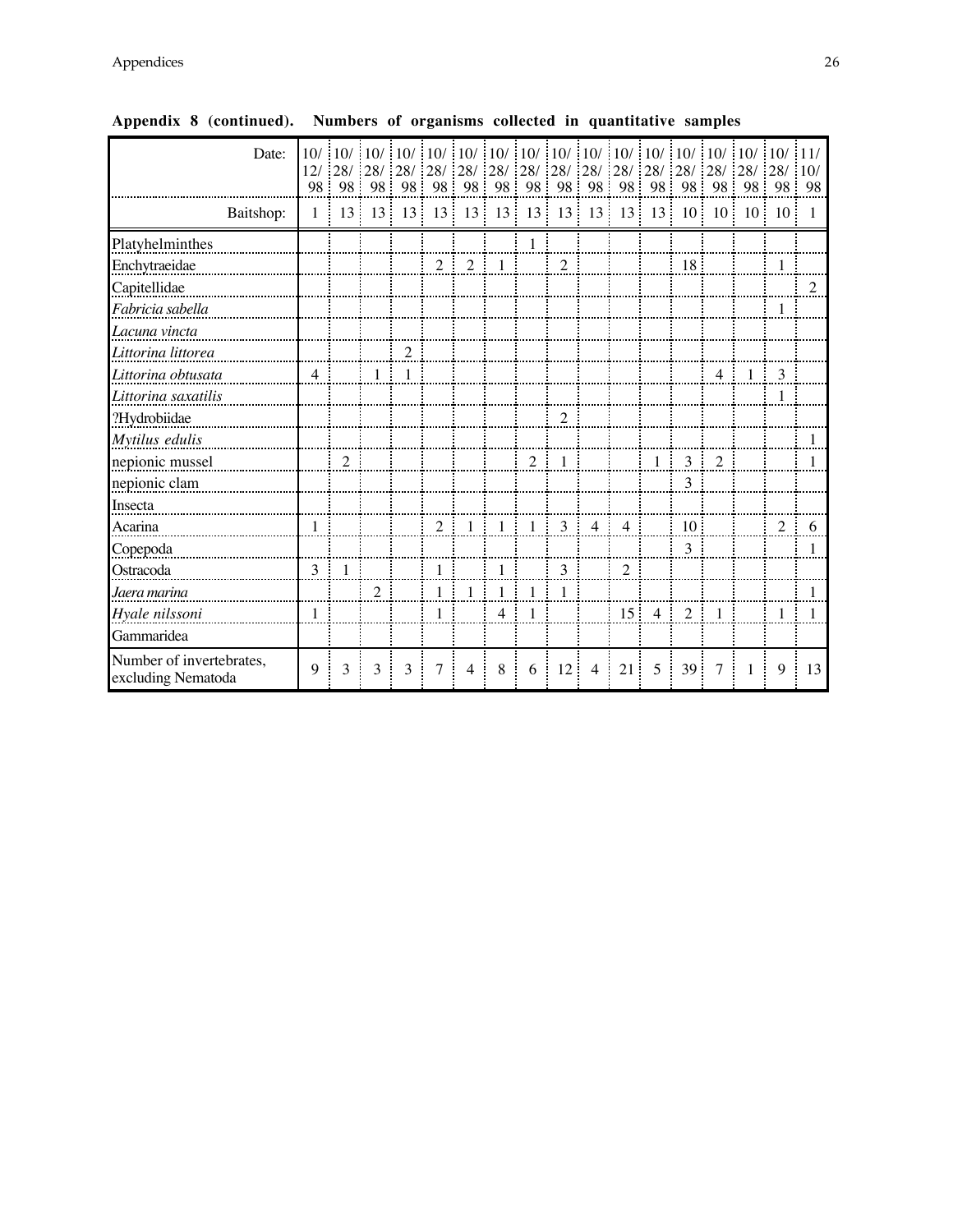**Appendix 8 (continued). Numbers of organisms collected in quantitative samples**

| Date: | 10/12/98 | 10/28/98 | 10/28/98 | 10/28/98 | 10/28/98 | 10/28/98 | 10/28/98 | 10/28/98 | 10/28/98 | 10/28/98 | 10/28/98 | 10/28/98 | 10/28/98 | 10/28/98 | 10/28/98 | 10/28/98 | 11/10/98 |
|---|---|---|---|---|---|---|---|---|---|---|---|---|---|---|---|---|---|
| Baitshop: | 1 | 13 | 13 | 13 | 13 | 13 | 13 | 13 | 13 | 13 | 13 | 13 | 10 | 10 | 10 | 10 | 1 |
| Platyhelminthes | | | | | | | | 1 | | | | | | | | | |
| Enchytraeidae | | | | | 2 | 2 | 1 | | 2 | | | | 18 | | | 1 | |
| Capitellidae | | | | | | | | | | | | | | | | | 2 |
| *Fabricia sabella* | | | | | | | | | | | | | | | | 1 | |
| *Lacuna vincta* | | | | | | | | | | | | | | | | | |
| *Littorina littorea* | | | | 2 | | | | | | | | | | | | | |
| *Littorina obtusata* | 4 | | 1 | 1 | | | | | | | | | | 4 | 1 | 3 | |
| *Littorina saxatilis* | | | | | | | | | | | | | | | | 1 | |
| ?Hydrobiidae | | | | | | | | | 2 | | | | | | | | |
| *Mytilus edulis* | | | | | | | | | | | | | | | | | 1 |
| nepionic mussel | | 2 | | | | | | 2 | 1 | | | 1 | 3 | 2 | | | 1 |
| nepionic clam | | | | | | | | | | | | | 3 | | | | |
| Insecta | | | | | | | | | | | | | | | | | |
| Acarina | 1 | | | | 2 | 1 | 1 | 1 | 3 | 4 | 4 | | 10 | | | 2 | 6 |
| Copepoda | | | | | | | | | | | | | 3 | | | | 1 |
| Ostracoda | 3 | 1 | | | 1 | | 1 | | 3 | | 2 | | | | | | |
| *Jaera marina* | | | 2 | | 1 | 1 | 1 | 1 | 1 | | | | | | | | 1 |
| *Hyale nilssoni* | 1 | | | | 1 | | 4 | 1 | | | 15 | 4 | 2 | 1 | | 1 | 1 |
| Gammaridea | | | | | | | | | | | | | | | | | |
| Number of invertebrates, excluding Nematoda | 9 | 3 | 3 | 3 | 7 | 4 | 8 | 6 | 12 | 4 | 21 | 5 | 39 | 7 | 1 | 9 | 13 |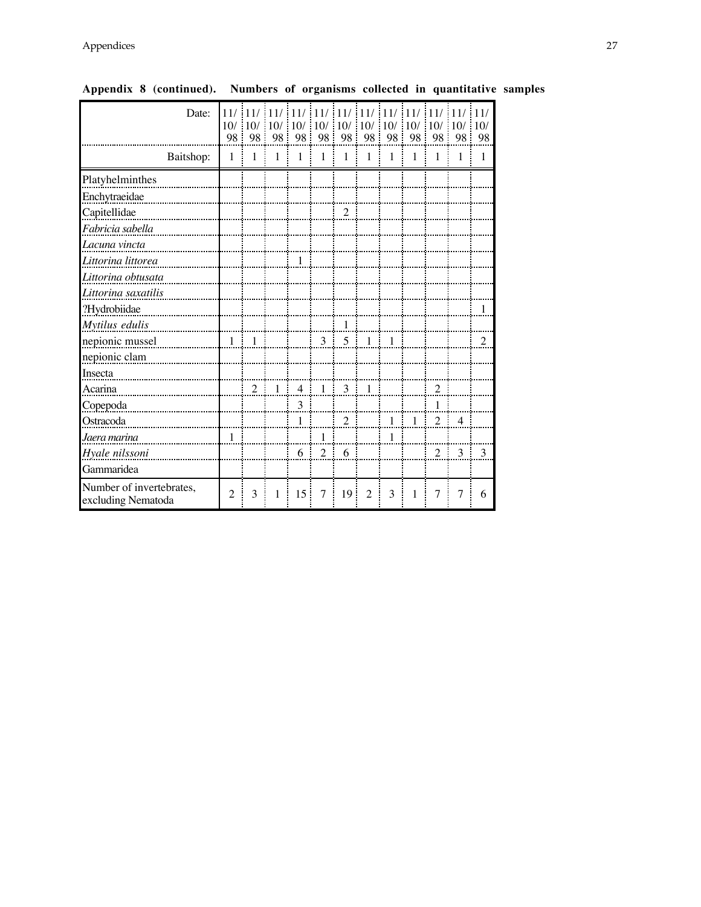**Appendix 8 (continued). Numbers of organisms collected in quantitative samples**

| Date: | 11/10/98 | 11/10/98 | 11/10/98 | 11/10/98 | 11/10/98 | 11/10/98 | 11/10/98 | 11/10/98 | 11/10/98 | 11/10/98 | 11/10/98 | 11/10/98 |
|---|---|---|---|---|---|---|---|---|---|---|---|---|
| Baitshop: | 1 | 1 | 1 | 1 | 1 | 1 | 1 | 1 | 1 | 1 | 1 | 1 |
| Platyhelminthes | | | | | | | | | | | | |
| Enchytraeidae | | | | | | | | | | | | |
| Capitellidae | | | | | | 2 | | | | | | |
| *Fabricia sabella* | | | | | | | | | | | | |
| *Lacuna vincta* | | | | | | | | | | | | |
| *Littorina littorea* | | | | 1 | | | | | | | | |
| *Littorina obtusata* | | | | | | | | | | | | |
| *Littorina saxatilis* | | | | | | | | | | | | |
| ?Hydrobiidae | | | | | | | | | | | | 1 |
| *Mytilus edulis* | | | | | | 1 | | | | | | |
| nepionic mussel | 1 | 1 | | | 3 | 5 | 1 | 1 | | | | 2 |
| nepionic clam | | | | | | | | | | | | |
| Insecta | | | | | | | | | | | | |
| Acarina | | 2 | 1 | 4 | 1 | 3 | 1 | | | 2 | | |
| Copepoda | | | | 3 | | | | | | 1 | | |
| Ostracoda | | | | 1 | | 2 | | 1 | 1 | 2 | 4 | |
| *Jaera marina* | 1 | | | | 1 | | | 1 | | | | |
| *Hyale nilssoni* | | | | 6 | 2 | 6 | | | | 2 | 3 | 3 |
| Gammaridea | | | | | | | | | | | | |
| Number of invertebrates, excluding Nematoda | 2 | 3 | 1 | 15 | 7 | 19 | 2 | 3 | 1 | 7 | 7 | 6 |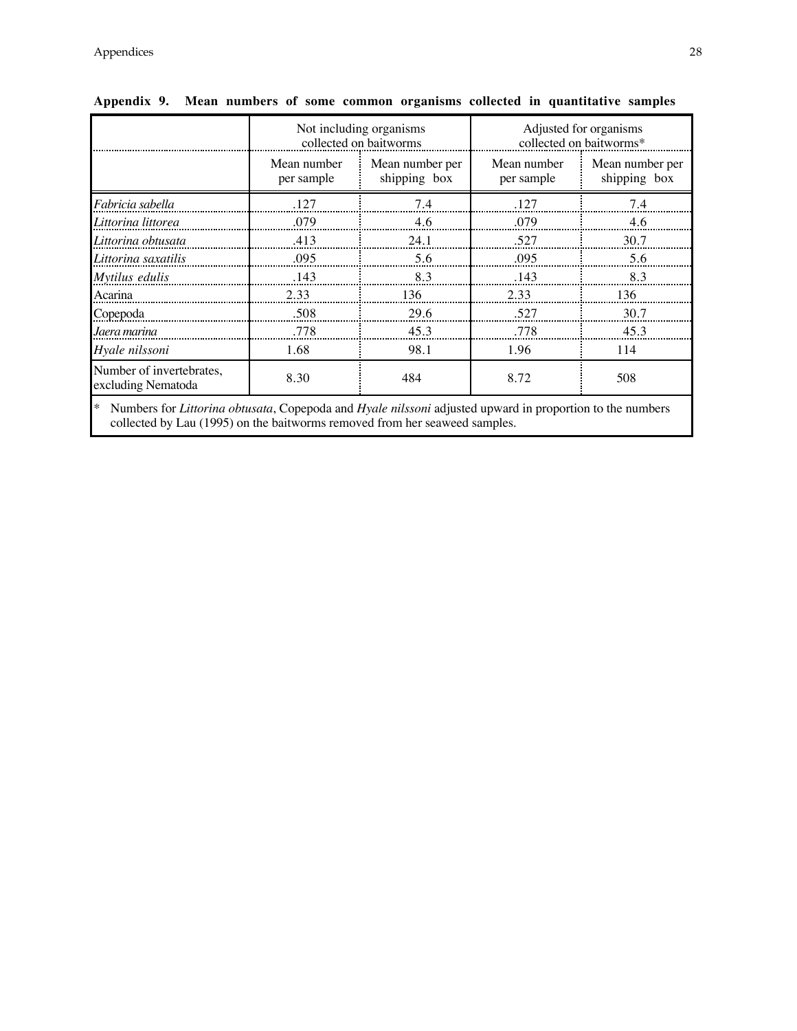**Appendix 9. Mean numbers of some common organisms collected in quantitative samples**

| | Not including organisms collected on baitworms | | Adjusted for organisms collected on baitworms* | |
|---|---|---|---|---|
| | Mean number per sample | Mean number per shipping box | Mean number per sample | Mean number per shipping box |
| *Fabricia sabella* | .127 | 7.4 | .127 | 7.4 |
| *Littorina littorea* | .079 | 4.6 | .079 | 4.6 |
| *Littorina obtusata* | .413 | 24.1 | .527 | 30.7 |
| *Littorina saxatilis* | .095 | 5.6 | .095 | 5.6 |
| *Mytilus edulis* | .143 | 8.3 | .143 | 8.3 |
| Acarina | 2.33 | 136 | 2.33 | 136 |
| Copepoda | .508 | 29.6 | .527 | 30.7 |
| *Jaera marina* | .778 | 45.3 | .778 | 45.3 |
| *Hyale nilssoni* | 1.68 | 98.1 | 1.96 | 114 |
| Number of invertebrates, excluding Nematoda | 8.30 | 484 | 8.72 | 508 |

\* Numbers for *Littorina obtusata*, Copepoda and *Hyale nilssoni* adjusted upward in proportion to the numbers collected by Lau (1995) on the baitworms removed from her seaweed samples.